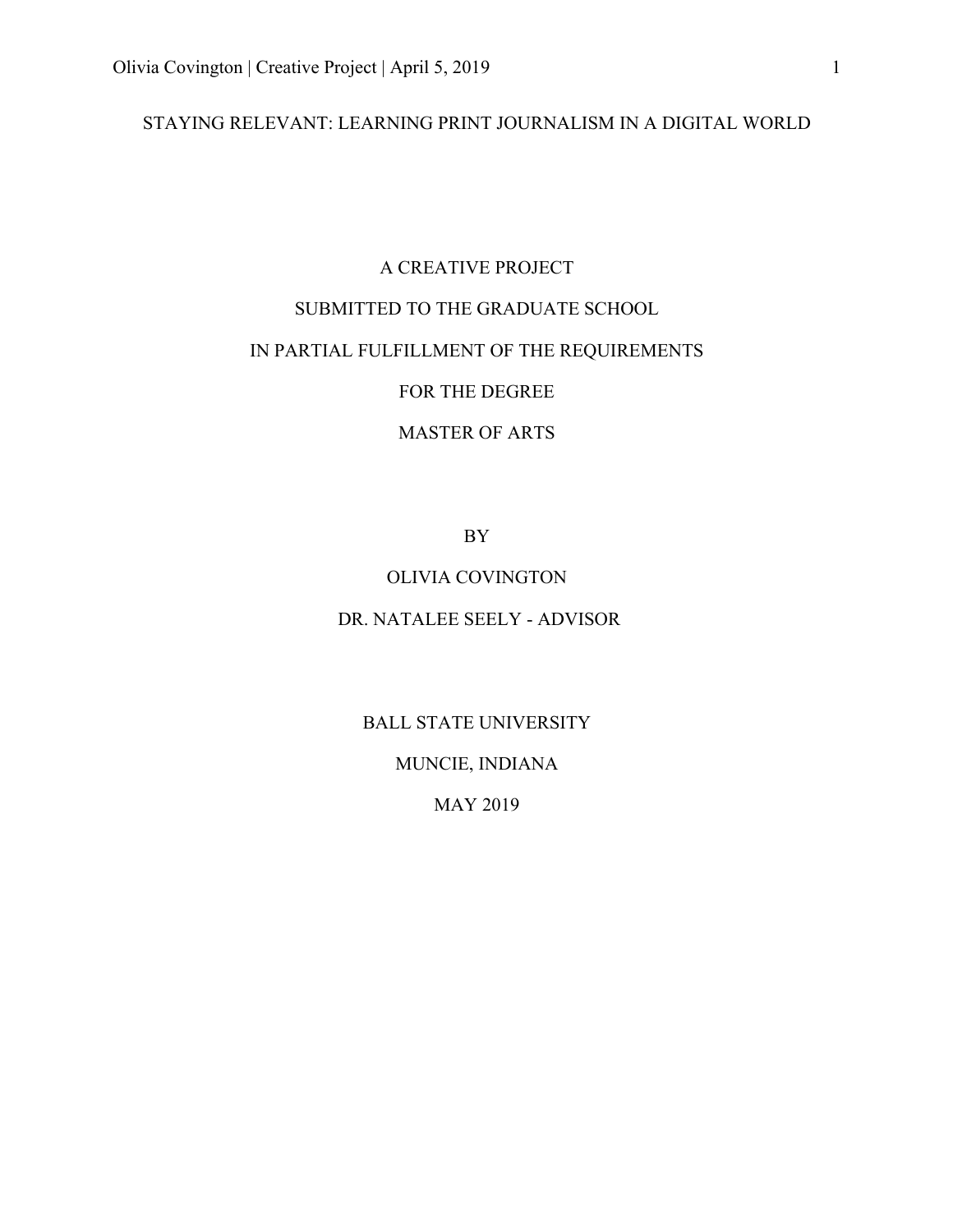# STAYING RELEVANT: LEARNING PRINT JOURNALISM IN A DIGITAL WORLD

A CREATIVE PROJECT

SUBMITTED TO THE GRADUATE SCHOOL

IN PARTIAL FULFILLMENT OF THE REQUIREMENTS

FOR THE DEGREE

MASTER OF ARTS

BY

OLIVIA COVINGTON

DR. NATALEE SEELY - ADVISOR

BALL STATE UNIVERSITY

MUNCIE, INDIANA

MAY 2019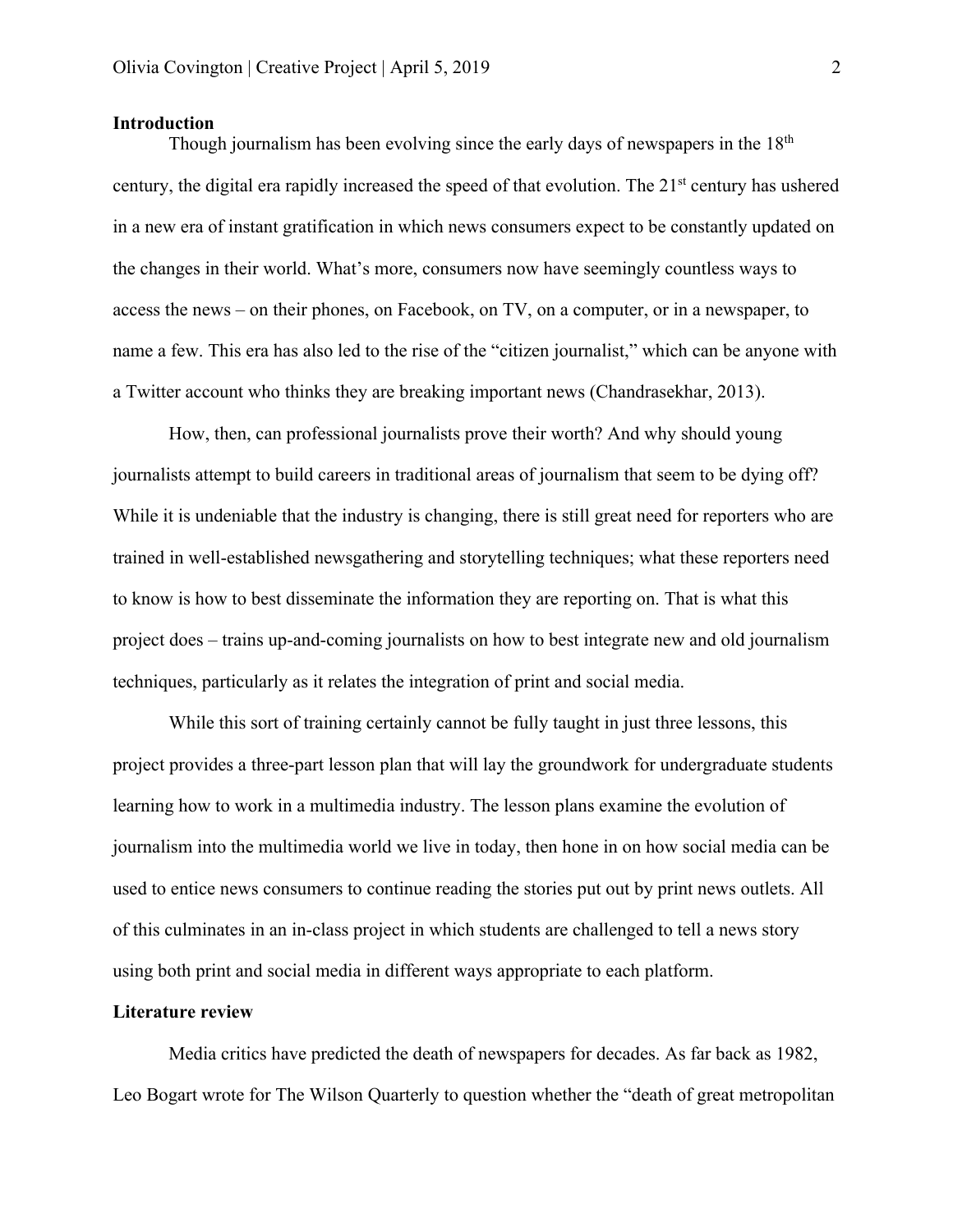**Introduction**

Though journalism has been evolving since the early days of newspapers in the 18th century, the digital era rapidly increased the speed of that evolution. The 21st century has ushered in a new era of instant gratification in which news consumers expect to be constantly updated on the changes in their world. What's more, consumers now have seemingly countless ways to access the news – on their phones, on Facebook, on TV, on a computer, or in a newspaper, to name a few. This era has also led to the rise of the "citizen journalist," which can be anyone with a Twitter account who thinks they are breaking important news (Chandrasekhar, 2013).

How, then, can professional journalists prove their worth? And why should young journalists attempt to build careers in traditional areas of journalism that seem to be dying off? While it is undeniable that the industry is changing, there is still great need for reporters who are trained in well-established newsgathering and storytelling techniques; what these reporters need to know is how to best disseminate the information they are reporting on. That is what this project does – trains up-and-coming journalists on how to best integrate new and old journalism techniques, particularly as it relates the integration of print and social media.

While this sort of training certainly cannot be fully taught in just three lessons, this project provides a three-part lesson plan that will lay the groundwork for undergraduate students learning how to work in a multimedia industry. The lesson plans examine the evolution of journalism into the multimedia world we live in today, then hone in on how social media can be used to entice news consumers to continue reading the stories put out by print news outlets. All of this culminates in an in-class project in which students are challenged to tell a news story using both print and social media in different ways appropriate to each platform.

**Literature review**

Media critics have predicted the death of newspapers for decades. As far back as 1982, Leo Bogart wrote for The Wilson Quarterly to question whether the "death of great metropolitan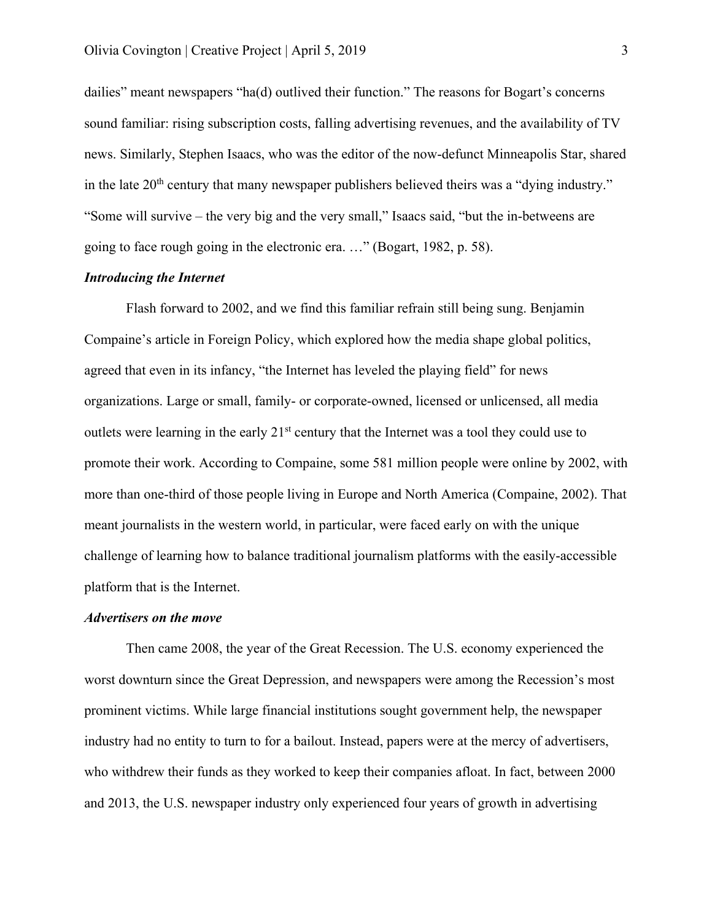dailies" meant newspapers "ha(d) outlived their function." The reasons for Bogart's concerns sound familiar: rising subscription costs, falling advertising revenues, and the availability of TV news. Similarly, Stephen Isaacs, who was the editor of the now-defunct Minneapolis Star, shared in the late 20th century that many newspaper publishers believed theirs was a "dying industry." "Some will survive – the very big and the very small," Isaacs said, "but the in-betweens are going to face rough going in the electronic era. …" (Bogart, 1982, p. 58).

***Introducing the Internet***

Flash forward to 2002, and we find this familiar refrain still being sung. Benjamin Compaine's article in Foreign Policy, which explored how the media shape global politics, agreed that even in its infancy, "the Internet has leveled the playing field" for news organizations. Large or small, family- or corporate-owned, licensed or unlicensed, all media outlets were learning in the early 21st century that the Internet was a tool they could use to promote their work. According to Compaine, some 581 million people were online by 2002, with more than one-third of those people living in Europe and North America (Compaine, 2002). That meant journalists in the western world, in particular, were faced early on with the unique challenge of learning how to balance traditional journalism platforms with the easily-accessible platform that is the Internet.

***Advertisers on the move***

Then came 2008, the year of the Great Recession. The U.S. economy experienced the worst downturn since the Great Depression, and newspapers were among the Recession's most prominent victims. While large financial institutions sought government help, the newspaper industry had no entity to turn to for a bailout. Instead, papers were at the mercy of advertisers, who withdrew their funds as they worked to keep their companies afloat. In fact, between 2000 and 2013, the U.S. newspaper industry only experienced four years of growth in advertising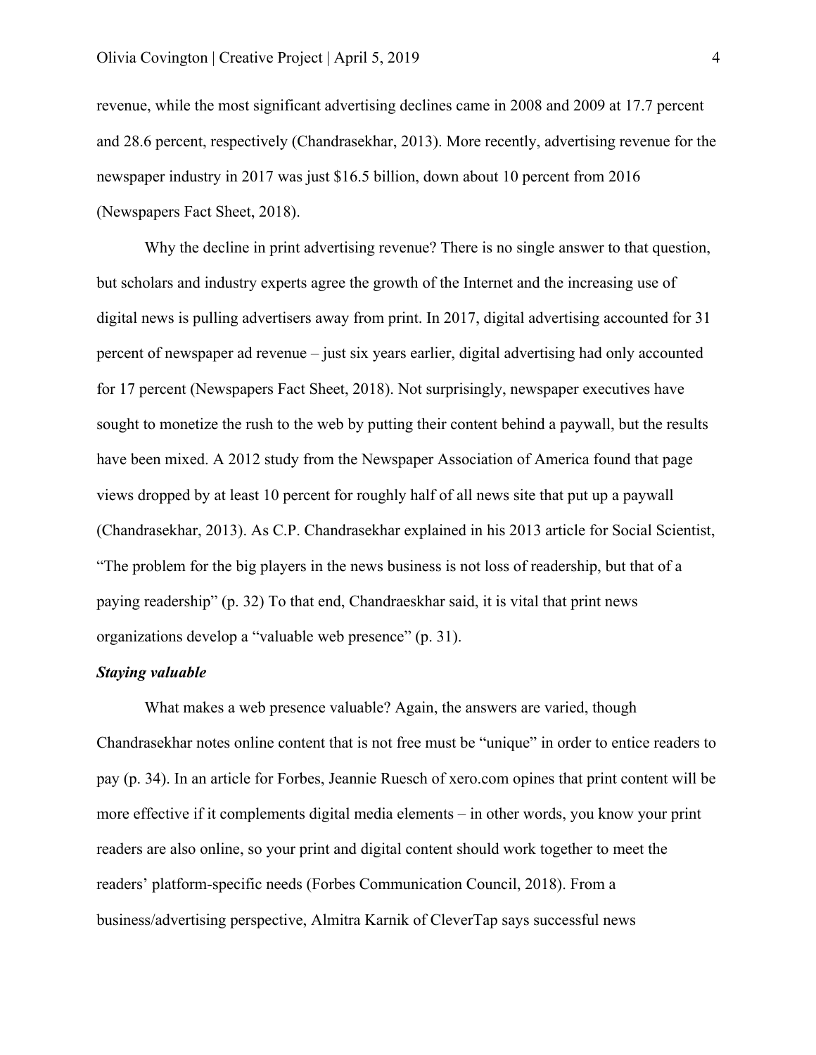revenue, while the most significant advertising declines came in 2008 and 2009 at 17.7 percent and 28.6 percent, respectively (Chandrasekhar, 2013). More recently, advertising revenue for the newspaper industry in 2017 was just $16.5 billion, down about 10 percent from 2016 (Newspapers Fact Sheet, 2018).

Why the decline in print advertising revenue? There is no single answer to that question, but scholars and industry experts agree the growth of the Internet and the increasing use of digital news is pulling advertisers away from print. In 2017, digital advertising accounted for 31 percent of newspaper ad revenue – just six years earlier, digital advertising had only accounted for 17 percent (Newspapers Fact Sheet, 2018). Not surprisingly, newspaper executives have sought to monetize the rush to the web by putting their content behind a paywall, but the results have been mixed. A 2012 study from the Newspaper Association of America found that page views dropped by at least 10 percent for roughly half of all news site that put up a paywall (Chandrasekhar, 2013). As C.P. Chandrasekhar explained in his 2013 article for Social Scientist, "The problem for the big players in the news business is not loss of readership, but that of a paying readership" (p. 32) To that end, Chandraeskhar said, it is vital that print news organizations develop a "valuable web presence" (p. 31).

***Staying valuable***

What makes a web presence valuable? Again, the answers are varied, though Chandrasekhar notes online content that is not free must be "unique" in order to entice readers to pay (p. 34). In an article for Forbes, Jeannie Ruesch of xero.com opines that print content will be more effective if it complements digital media elements – in other words, you know your print readers are also online, so your print and digital content should work together to meet the readers' platform-specific needs (Forbes Communication Council, 2018). From a business/advertising perspective, Almitra Karnik of CleverTap says successful news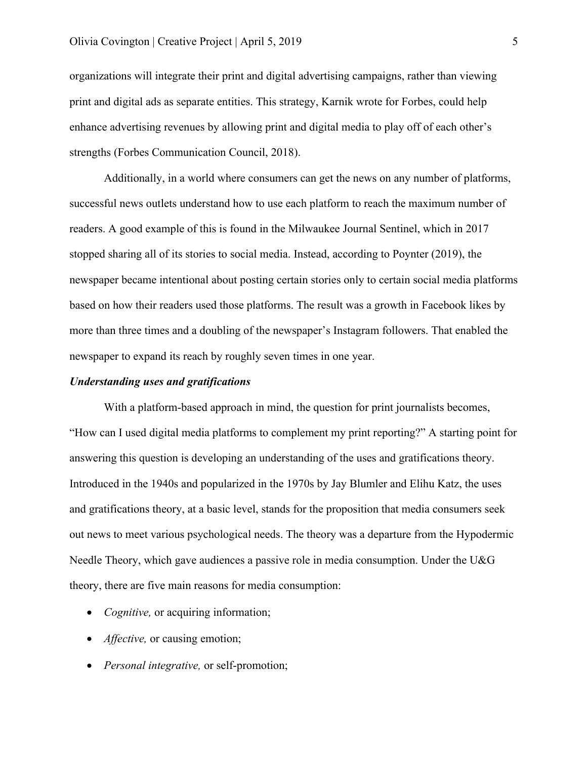organizations will integrate their print and digital advertising campaigns, rather than viewing print and digital ads as separate entities. This strategy, Karnik wrote for Forbes, could help enhance advertising revenues by allowing print and digital media to play off of each other's strengths (Forbes Communication Council, 2018).

Additionally, in a world where consumers can get the news on any number of platforms, successful news outlets understand how to use each platform to reach the maximum number of readers. A good example of this is found in the Milwaukee Journal Sentinel, which in 2017 stopped sharing all of its stories to social media. Instead, according to Poynter (2019), the newspaper became intentional about posting certain stories only to certain social media platforms based on how their readers used those platforms. The result was a growth in Facebook likes by more than three times and a doubling of the newspaper's Instagram followers. That enabled the newspaper to expand its reach by roughly seven times in one year.

***Understanding uses and gratifications***

With a platform-based approach in mind, the question for print journalists becomes, "How can I used digital media platforms to complement my print reporting?" A starting point for answering this question is developing an understanding of the uses and gratifications theory. Introduced in the 1940s and popularized in the 1970s by Jay Blumler and Elihu Katz, the uses and gratifications theory, at a basic level, stands for the proposition that media consumers seek out news to meet various psychological needs. The theory was a departure from the Hypodermic Needle Theory, which gave audiences a passive role in media consumption. Under the U&G theory, there are five main reasons for media consumption:

- *Cognitive,* or acquiring information;
- *Affective,* or causing emotion;
- *Personal integrative,* or self-promotion;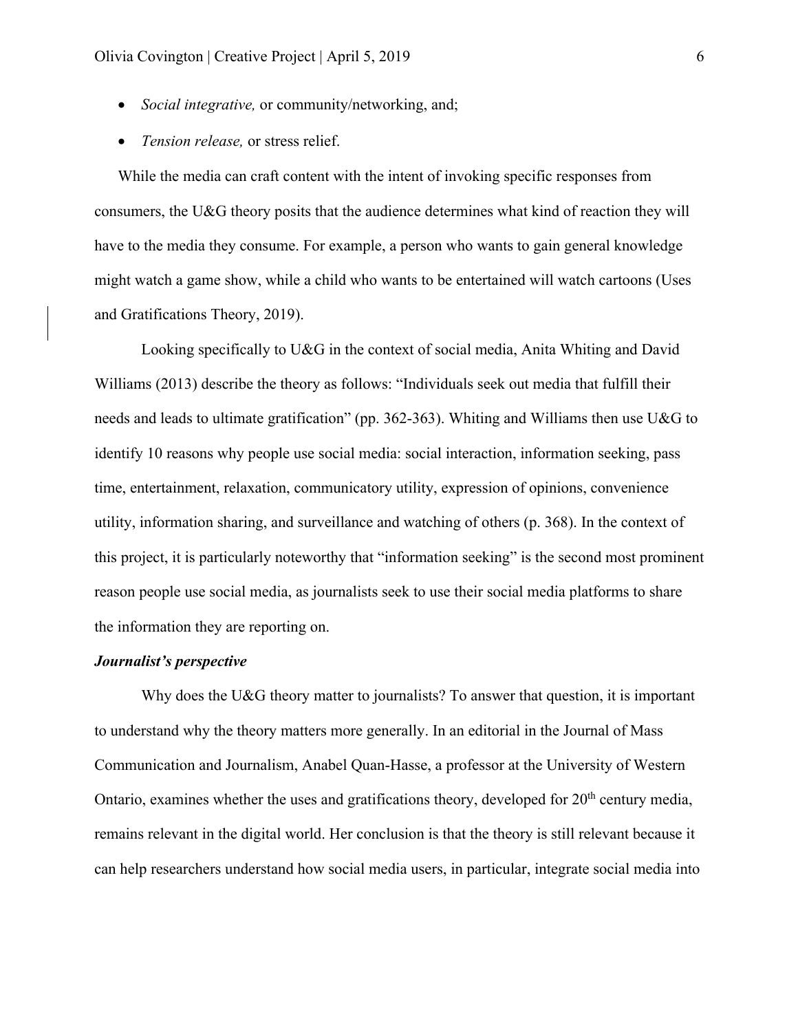- *Social integrative,* or community/networking, and;
- *Tension release,* or stress relief.

While the media can craft content with the intent of invoking specific responses from consumers, the U&G theory posits that the audience determines what kind of reaction they will have to the media they consume. For example, a person who wants to gain general knowledge might watch a game show, while a child who wants to be entertained will watch cartoons (Uses and Gratifications Theory, 2019).

Looking specifically to U&G in the context of social media, Anita Whiting and David Williams (2013) describe the theory as follows: "Individuals seek out media that fulfill their needs and leads to ultimate gratification" (pp. 362-363). Whiting and Williams then use U&G to identify 10 reasons why people use social media: social interaction, information seeking, pass time, entertainment, relaxation, communicatory utility, expression of opinions, convenience utility, information sharing, and surveillance and watching of others (p. 368). In the context of this project, it is particularly noteworthy that "information seeking" is the second most prominent reason people use social media, as journalists seek to use their social media platforms to share the information they are reporting on.

***Journalist's perspective***

Why does the U&G theory matter to journalists? To answer that question, it is important to understand why the theory matters more generally. In an editorial in the Journal of Mass Communication and Journalism, Anabel Quan-Hasse, a professor at the University of Western Ontario, examines whether the uses and gratifications theory, developed for 20th century media, remains relevant in the digital world. Her conclusion is that the theory is still relevant because it can help researchers understand how social media users, in particular, integrate social media into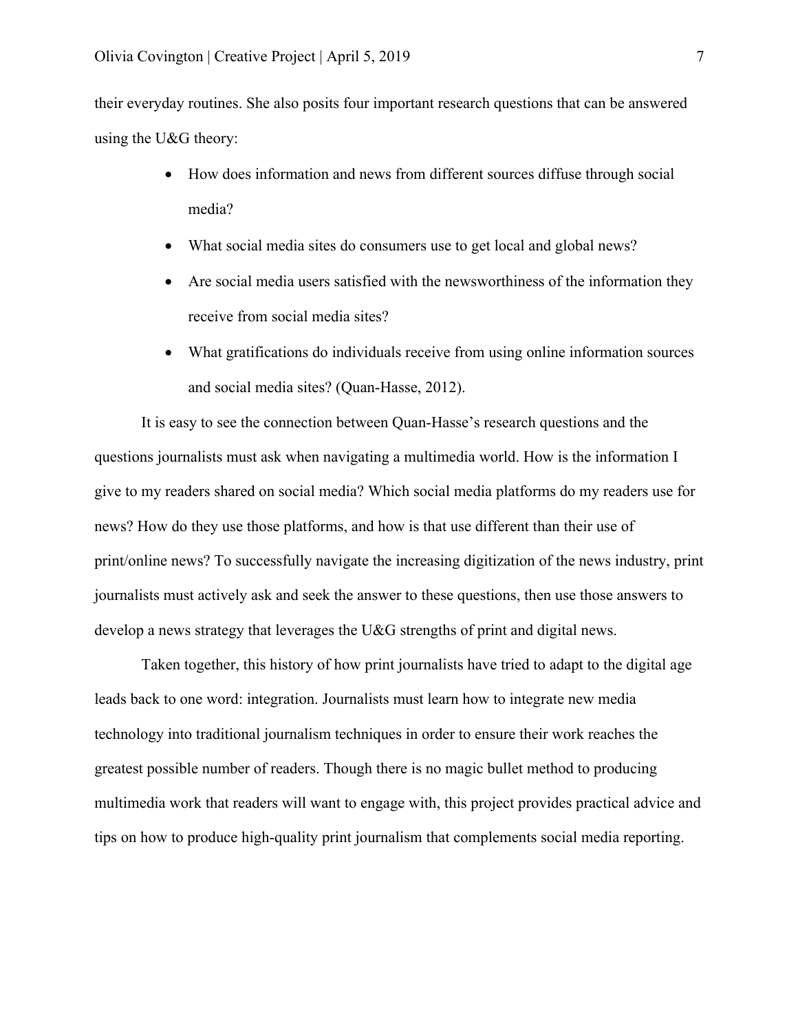their everyday routines. She also posits four important research questions that can be answered using the U&G theory:

- How does information and news from different sources diffuse through social media?
- What social media sites do consumers use to get local and global news?
- Are social media users satisfied with the newsworthiness of the information they receive from social media sites?
- What gratifications do individuals receive from using online information sources and social media sites? (Quan-Hasse, 2012).

It is easy to see the connection between Quan-Hasse's research questions and the questions journalists must ask when navigating a multimedia world. How is the information I give to my readers shared on social media? Which social media platforms do my readers use for news? How do they use those platforms, and how is that use different than their use of print/online news? To successfully navigate the increasing digitization of the news industry, print journalists must actively ask and seek the answer to these questions, then use those answers to develop a news strategy that leverages the U&G strengths of print and digital news.

Taken together, this history of how print journalists have tried to adapt to the digital age leads back to one word: integration. Journalists must learn how to integrate new media technology into traditional journalism techniques in order to ensure their work reaches the greatest possible number of readers. Though there is no magic bullet method to producing multimedia work that readers will want to engage with, this project provides practical advice and tips on how to produce high-quality print journalism that complements social media reporting.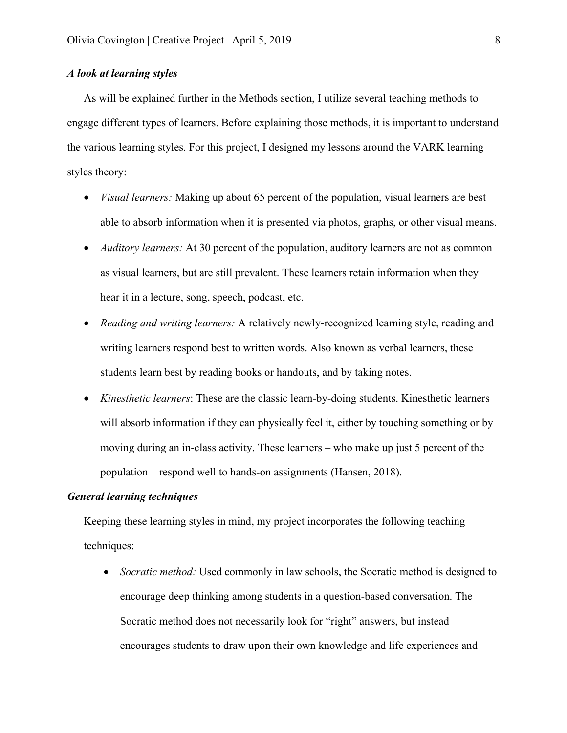***A look at learning styles***

As will be explained further in the Methods section, I utilize several teaching methods to engage different types of learners. Before explaining those methods, it is important to understand the various learning styles. For this project, I designed my lessons around the VARK learning styles theory:

- *Visual learners:* Making up about 65 percent of the population, visual learners are best able to absorb information when it is presented via photos, graphs, or other visual means.
- *Auditory learners:* At 30 percent of the population, auditory learners are not as common as visual learners, but are still prevalent. These learners retain information when they hear it in a lecture, song, speech, podcast, etc.
- *Reading and writing learners:* A relatively newly-recognized learning style, reading and writing learners respond best to written words. Also known as verbal learners, these students learn best by reading books or handouts, and by taking notes.
- *Kinesthetic learners*: These are the classic learn-by-doing students. Kinesthetic learners will absorb information if they can physically feel it, either by touching something or by moving during an in-class activity. These learners – who make up just 5 percent of the population – respond well to hands-on assignments (Hansen, 2018).

***General learning techniques***

Keeping these learning styles in mind, my project incorporates the following teaching techniques:

- *Socratic method:* Used commonly in law schools, the Socratic method is designed to encourage deep thinking among students in a question-based conversation. The Socratic method does not necessarily look for "right" answers, but instead encourages students to draw upon their own knowledge and life experiences and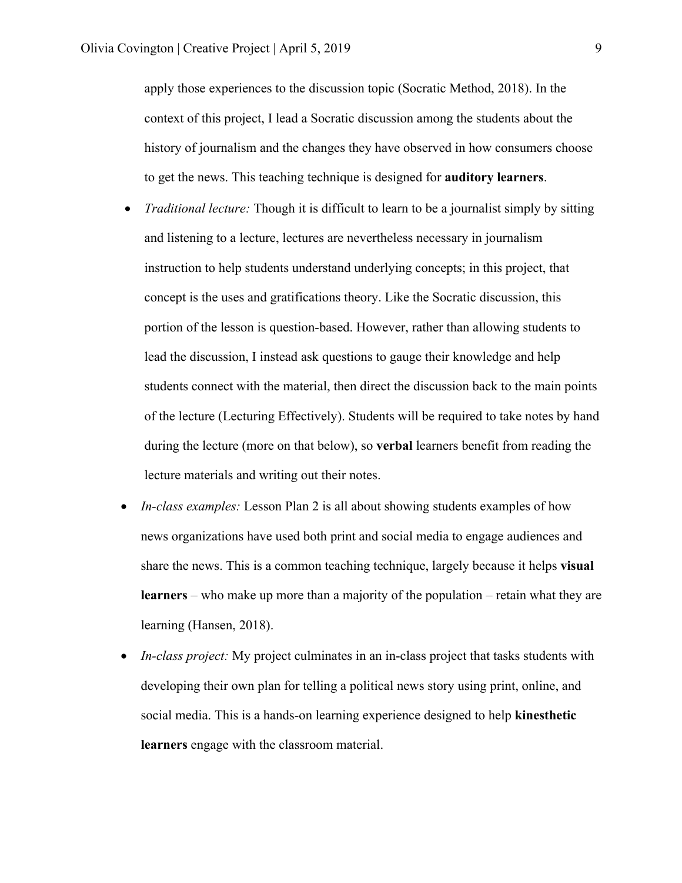apply those experiences to the discussion topic (Socratic Method, 2018). In the context of this project, I lead a Socratic discussion among the students about the history of journalism and the changes they have observed in how consumers choose to get the news. This teaching technique is designed for **auditory learners**.

- *Traditional lecture:* Though it is difficult to learn to be a journalist simply by sitting and listening to a lecture, lectures are nevertheless necessary in journalism instruction to help students understand underlying concepts; in this project, that concept is the uses and gratifications theory. Like the Socratic discussion, this portion of the lesson is question-based. However, rather than allowing students to lead the discussion, I instead ask questions to gauge their knowledge and help students connect with the material, then direct the discussion back to the main points of the lecture (Lecturing Effectively). Students will be required to take notes by hand during the lecture (more on that below), so **verbal** learners benefit from reading the lecture materials and writing out their notes.
- *In-class examples:* Lesson Plan 2 is all about showing students examples of how news organizations have used both print and social media to engage audiences and share the news. This is a common teaching technique, largely because it helps **visual learners** – who make up more than a majority of the population – retain what they are learning (Hansen, 2018).
- *In-class project:* My project culminates in an in-class project that tasks students with developing their own plan for telling a political news story using print, online, and social media. This is a hands-on learning experience designed to help **kinesthetic learners** engage with the classroom material.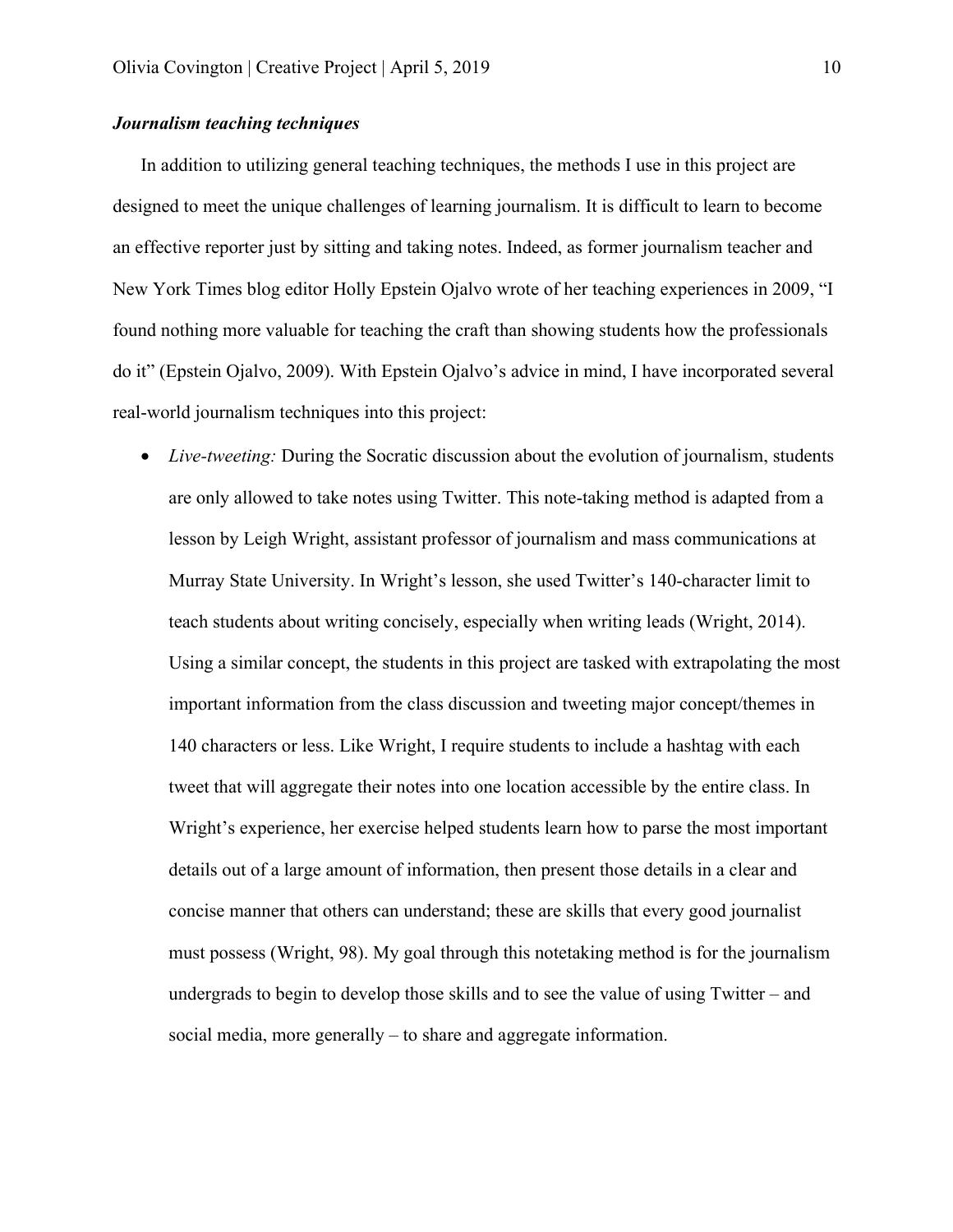### ***Journalism teaching techniques***

In addition to utilizing general teaching techniques, the methods I use in this project are designed to meet the unique challenges of learning journalism. It is difficult to learn to become an effective reporter just by sitting and taking notes. Indeed, as former journalism teacher and New York Times blog editor Holly Epstein Ojalvo wrote of her teaching experiences in 2009, "I found nothing more valuable for teaching the craft than showing students how the professionals do it" (Epstein Ojalvo, 2009). With Epstein Ojalvo's advice in mind, I have incorporated several real-world journalism techniques into this project:

- *Live-tweeting:* During the Socratic discussion about the evolution of journalism, students are only allowed to take notes using Twitter. This note-taking method is adapted from a lesson by Leigh Wright, assistant professor of journalism and mass communications at Murray State University. In Wright's lesson, she used Twitter's 140-character limit to teach students about writing concisely, especially when writing leads (Wright, 2014). Using a similar concept, the students in this project are tasked with extrapolating the most important information from the class discussion and tweeting major concept/themes in 140 characters or less. Like Wright, I require students to include a hashtag with each tweet that will aggregate their notes into one location accessible by the entire class. In Wright's experience, her exercise helped students learn how to parse the most important details out of a large amount of information, then present those details in a clear and concise manner that others can understand; these are skills that every good journalist must possess (Wright, 98). My goal through this notetaking method is for the journalism undergrads to begin to develop those skills and to see the value of using Twitter – and social media, more generally – to share and aggregate information.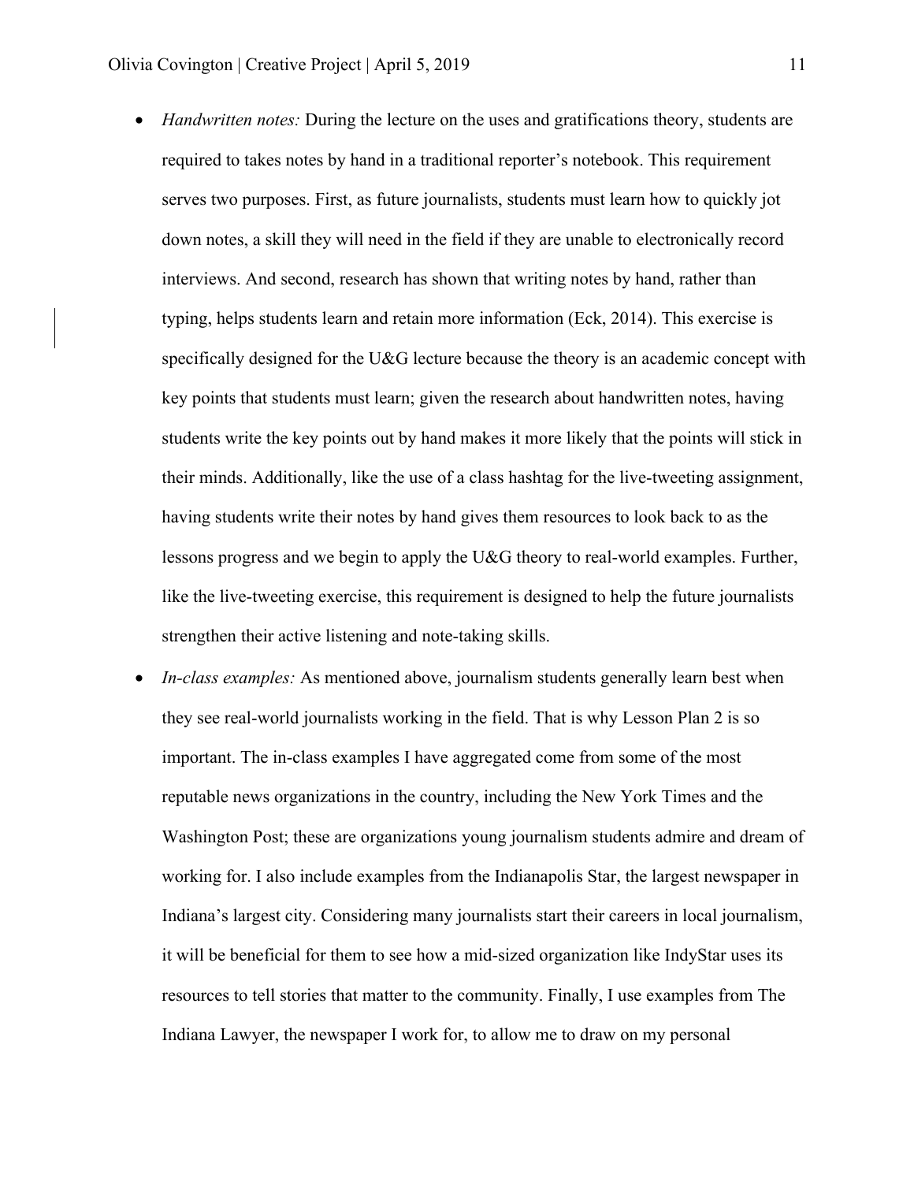- *Handwritten notes:* During the lecture on the uses and gratifications theory, students are required to takes notes by hand in a traditional reporter's notebook. This requirement serves two purposes. First, as future journalists, students must learn how to quickly jot down notes, a skill they will need in the field if they are unable to electronically record interviews. And second, research has shown that writing notes by hand, rather than typing, helps students learn and retain more information (Eck, 2014). This exercise is specifically designed for the U&G lecture because the theory is an academic concept with key points that students must learn; given the research about handwritten notes, having students write the key points out by hand makes it more likely that the points will stick in their minds. Additionally, like the use of a class hashtag for the live-tweeting assignment, having students write their notes by hand gives them resources to look back to as the lessons progress and we begin to apply the U&G theory to real-world examples. Further, like the live-tweeting exercise, this requirement is designed to help the future journalists strengthen their active listening and note-taking skills.
- *In-class examples:* As mentioned above, journalism students generally learn best when they see real-world journalists working in the field. That is why Lesson Plan 2 is so important. The in-class examples I have aggregated come from some of the most reputable news organizations in the country, including the New York Times and the Washington Post; these are organizations young journalism students admire and dream of working for. I also include examples from the Indianapolis Star, the largest newspaper in Indiana's largest city. Considering many journalists start their careers in local journalism, it will be beneficial for them to see how a mid-sized organization like IndyStar uses its resources to tell stories that matter to the community. Finally, I use examples from The Indiana Lawyer, the newspaper I work for, to allow me to draw on my personal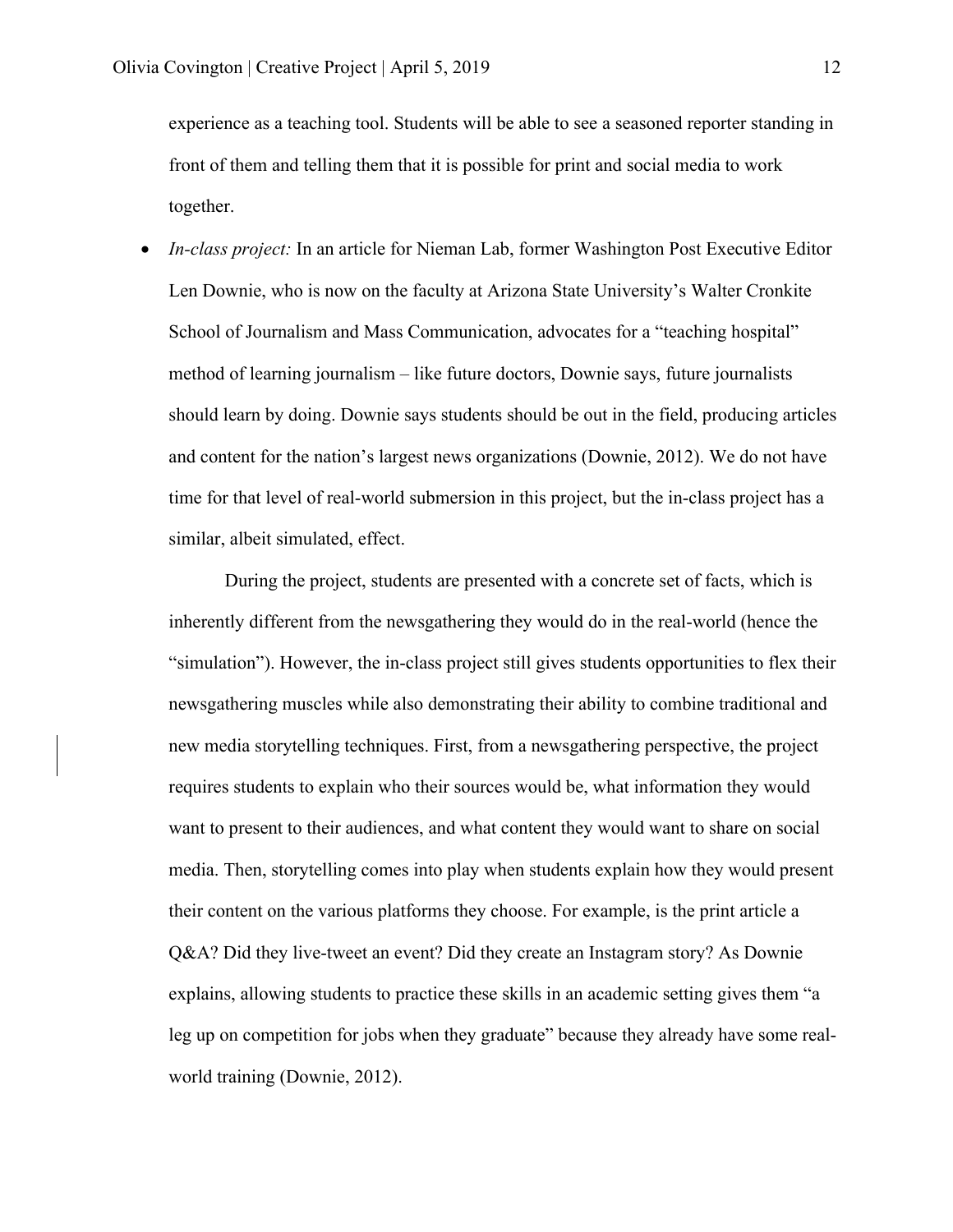experience as a teaching tool. Students will be able to see a seasoned reporter standing in front of them and telling them that it is possible for print and social media to work together.

- *In-class project:* In an article for Nieman Lab, former Washington Post Executive Editor Len Downie, who is now on the faculty at Arizona State University's Walter Cronkite School of Journalism and Mass Communication, advocates for a "teaching hospital" method of learning journalism – like future doctors, Downie says, future journalists should learn by doing. Downie says students should be out in the field, producing articles and content for the nation's largest news organizations (Downie, 2012). We do not have time for that level of real-world submersion in this project, but the in-class project has a similar, albeit simulated, effect.

  During the project, students are presented with a concrete set of facts, which is inherently different from the newsgathering they would do in the real-world (hence the "simulation"). However, the in-class project still gives students opportunities to flex their newsgathering muscles while also demonstrating their ability to combine traditional and new media storytelling techniques. First, from a newsgathering perspective, the project requires students to explain who their sources would be, what information they would want to present to their audiences, and what content they would want to share on social media. Then, storytelling comes into play when students explain how they would present their content on the various platforms they choose. For example, is the print article a Q&A? Did they live-tweet an event? Did they create an Instagram story? As Downie explains, allowing students to practice these skills in an academic setting gives them "a leg up on competition for jobs when they graduate" because they already have some real-world training (Downie, 2012).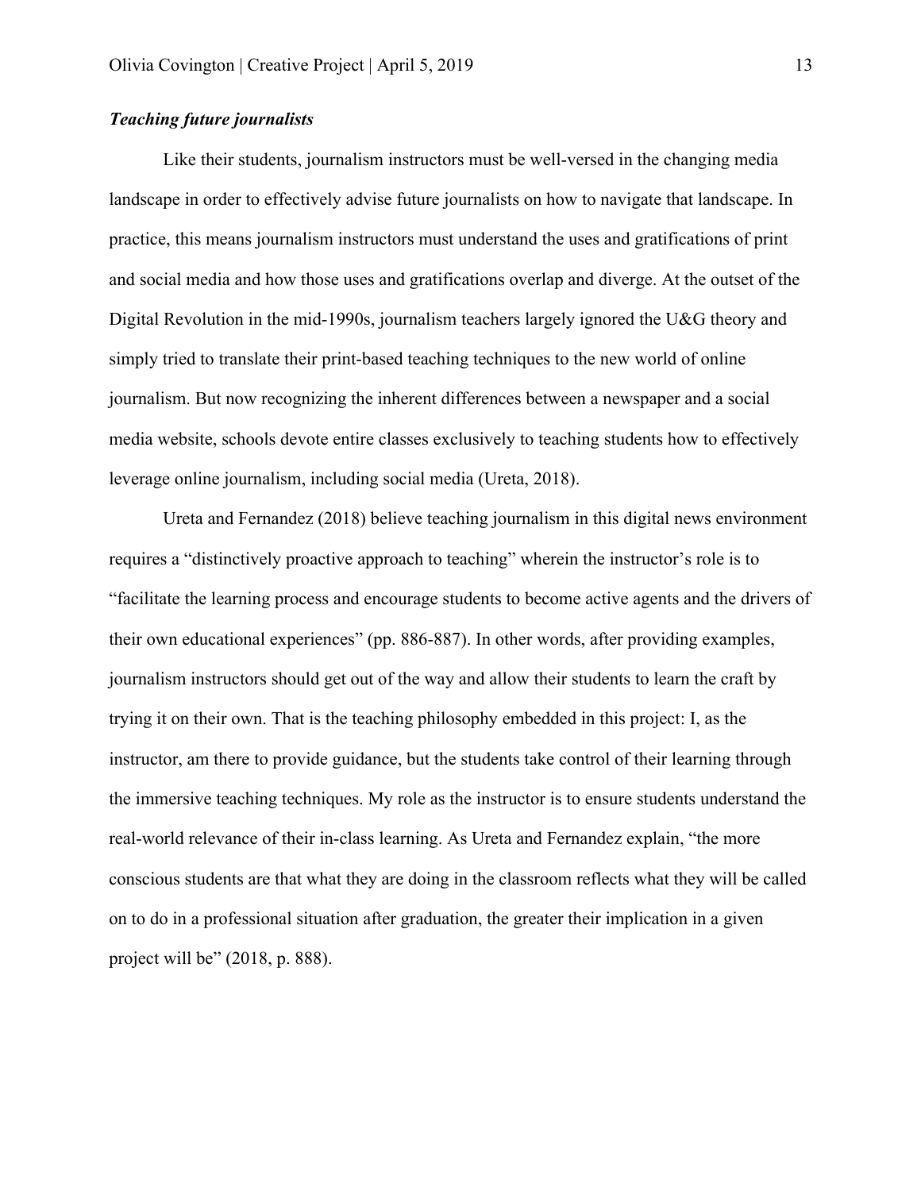### ***Teaching future journalists***

Like their students, journalism instructors must be well-versed in the changing media landscape in order to effectively advise future journalists on how to navigate that landscape. In practice, this means journalism instructors must understand the uses and gratifications of print and social media and how those uses and gratifications overlap and diverge. At the outset of the Digital Revolution in the mid-1990s, journalism teachers largely ignored the U&G theory and simply tried to translate their print-based teaching techniques to the new world of online journalism. But now recognizing the inherent differences between a newspaper and a social media website, schools devote entire classes exclusively to teaching students how to effectively leverage online journalism, including social media (Ureta, 2018).

Ureta and Fernandez (2018) believe teaching journalism in this digital news environment requires a "distinctively proactive approach to teaching" wherein the instructor's role is to "facilitate the learning process and encourage students to become active agents and the drivers of their own educational experiences" (pp. 886-887). In other words, after providing examples, journalism instructors should get out of the way and allow their students to learn the craft by trying it on their own. That is the teaching philosophy embedded in this project: I, as the instructor, am there to provide guidance, but the students take control of their learning through the immersive teaching techniques. My role as the instructor is to ensure students understand the real-world relevance of their in-class learning. As Ureta and Fernandez explain, "the more conscious students are that what they are doing in the classroom reflects what they will be called on to do in a professional situation after graduation, the greater their implication in a given project will be" (2018, p. 888).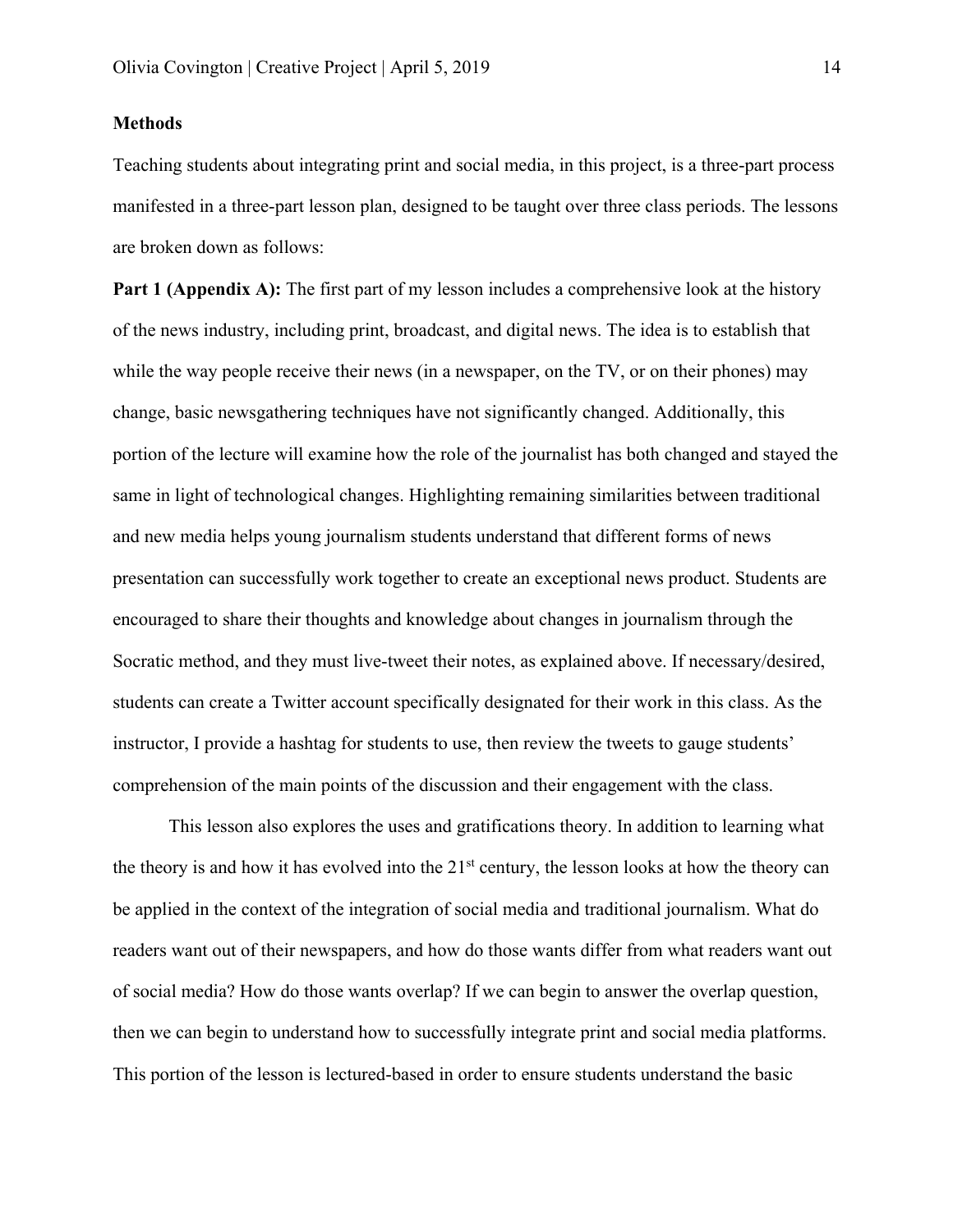**Methods**

Teaching students about integrating print and social media, in this project, is a three-part process manifested in a three-part lesson plan, designed to be taught over three class periods. The lessons are broken down as follows:

**Part 1 (Appendix A):** The first part of my lesson includes a comprehensive look at the history of the news industry, including print, broadcast, and digital news. The idea is to establish that while the way people receive their news (in a newspaper, on the TV, or on their phones) may change, basic newsgathering techniques have not significantly changed. Additionally, this portion of the lecture will examine how the role of the journalist has both changed and stayed the same in light of technological changes. Highlighting remaining similarities between traditional and new media helps young journalism students understand that different forms of news presentation can successfully work together to create an exceptional news product. Students are encouraged to share their thoughts and knowledge about changes in journalism through the Socratic method, and they must live-tweet their notes, as explained above. If necessary/desired, students can create a Twitter account specifically designated for their work in this class. As the instructor, I provide a hashtag for students to use, then review the tweets to gauge students' comprehension of the main points of the discussion and their engagement with the class.

This lesson also explores the uses and gratifications theory. In addition to learning what the theory is and how it has evolved into the 21st century, the lesson looks at how the theory can be applied in the context of the integration of social media and traditional journalism. What do readers want out of their newspapers, and how do those wants differ from what readers want out of social media? How do those wants overlap? If we can begin to answer the overlap question, then we can begin to understand how to successfully integrate print and social media platforms. This portion of the lesson is lectured-based in order to ensure students understand the basic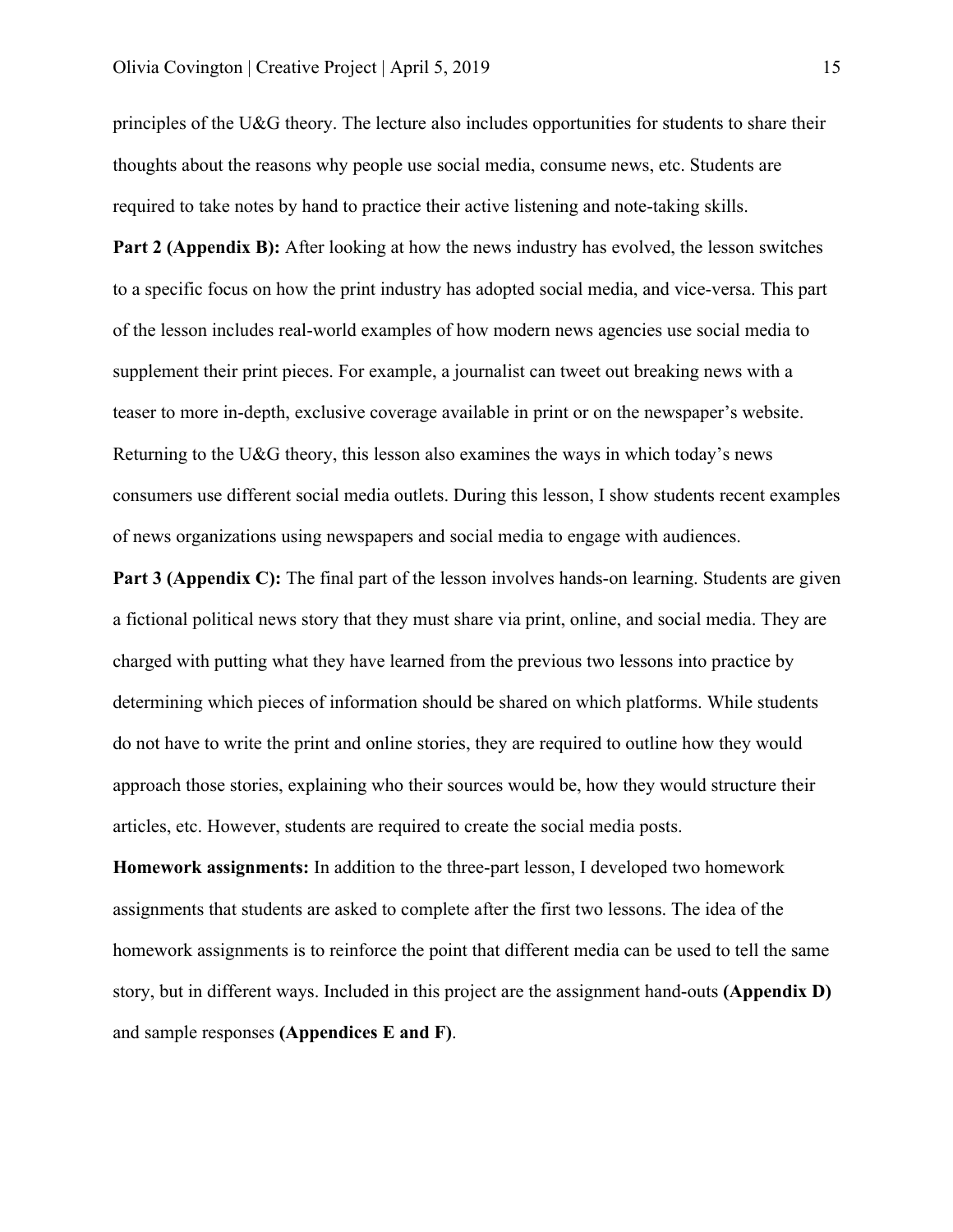principles of the U&G theory. The lecture also includes opportunities for students to share their thoughts about the reasons why people use social media, consume news, etc. Students are required to take notes by hand to practice their active listening and note-taking skills.

**Part 2 (Appendix B):** After looking at how the news industry has evolved, the lesson switches to a specific focus on how the print industry has adopted social media, and vice-versa. This part of the lesson includes real-world examples of how modern news agencies use social media to supplement their print pieces. For example, a journalist can tweet out breaking news with a teaser to more in-depth, exclusive coverage available in print or on the newspaper's website. Returning to the U&G theory, this lesson also examines the ways in which today's news consumers use different social media outlets. During this lesson, I show students recent examples of news organizations using newspapers and social media to engage with audiences.

**Part 3 (Appendix C):** The final part of the lesson involves hands-on learning. Students are given a fictional political news story that they must share via print, online, and social media. They are charged with putting what they have learned from the previous two lessons into practice by determining which pieces of information should be shared on which platforms. While students do not have to write the print and online stories, they are required to outline how they would approach those stories, explaining who their sources would be, how they would structure their articles, etc. However, students are required to create the social media posts.

**Homework assignments:** In addition to the three-part lesson, I developed two homework assignments that students are asked to complete after the first two lessons. The idea of the homework assignments is to reinforce the point that different media can be used to tell the same story, but in different ways. Included in this project are the assignment hand-outs **(Appendix D)** and sample responses **(Appendices E and F)**.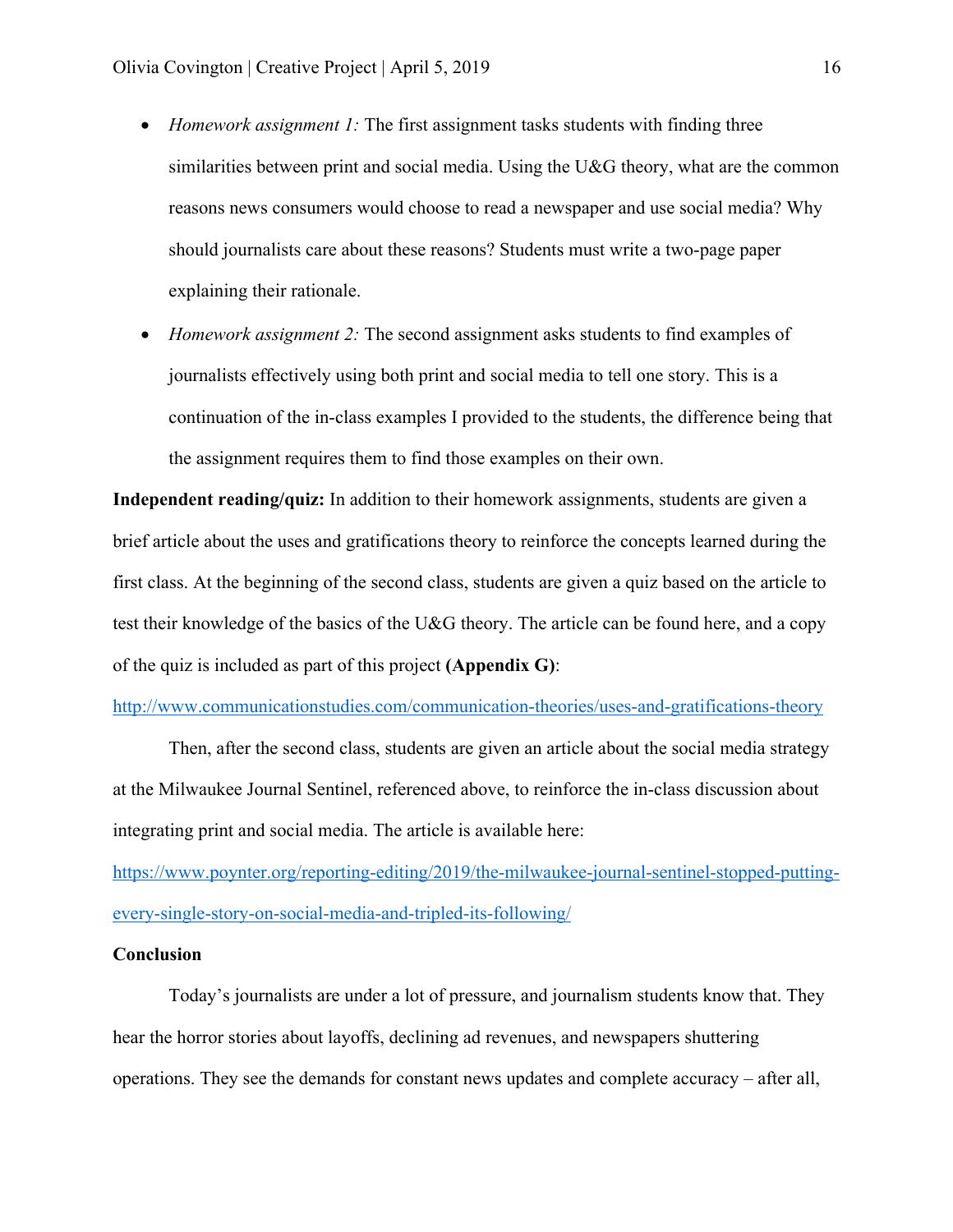- *Homework assignment 1:* The first assignment tasks students with finding three similarities between print and social media. Using the U&G theory, what are the common reasons news consumers would choose to read a newspaper and use social media? Why should journalists care about these reasons? Students must write a two-page paper explaining their rationale.
- *Homework assignment 2:* The second assignment asks students to find examples of journalists effectively using both print and social media to tell one story. This is a continuation of the in-class examples I provided to the students, the difference being that the assignment requires them to find those examples on their own.

**Independent reading/quiz:** In addition to their homework assignments, students are given a brief article about the uses and gratifications theory to reinforce the concepts learned during the first class. At the beginning of the second class, students are given a quiz based on the article to test their knowledge of the basics of the U&G theory. The article can be found here, and a copy of the quiz is included as part of this project **(Appendix G)**:

http://www.communicationstudies.com/communication-theories/uses-and-gratifications-theory

Then, after the second class, students are given an article about the social media strategy at the Milwaukee Journal Sentinel, referenced above, to reinforce the in-class discussion about integrating print and social media. The article is available here:

https://www.poynter.org/reporting-editing/2019/the-milwaukee-journal-sentinel-stopped-putting-every-single-story-on-social-media-and-tripled-its-following/

**Conclusion**

Today's journalists are under a lot of pressure, and journalism students know that. They hear the horror stories about layoffs, declining ad revenues, and newspapers shuttering operations. They see the demands for constant news updates and complete accuracy – after all,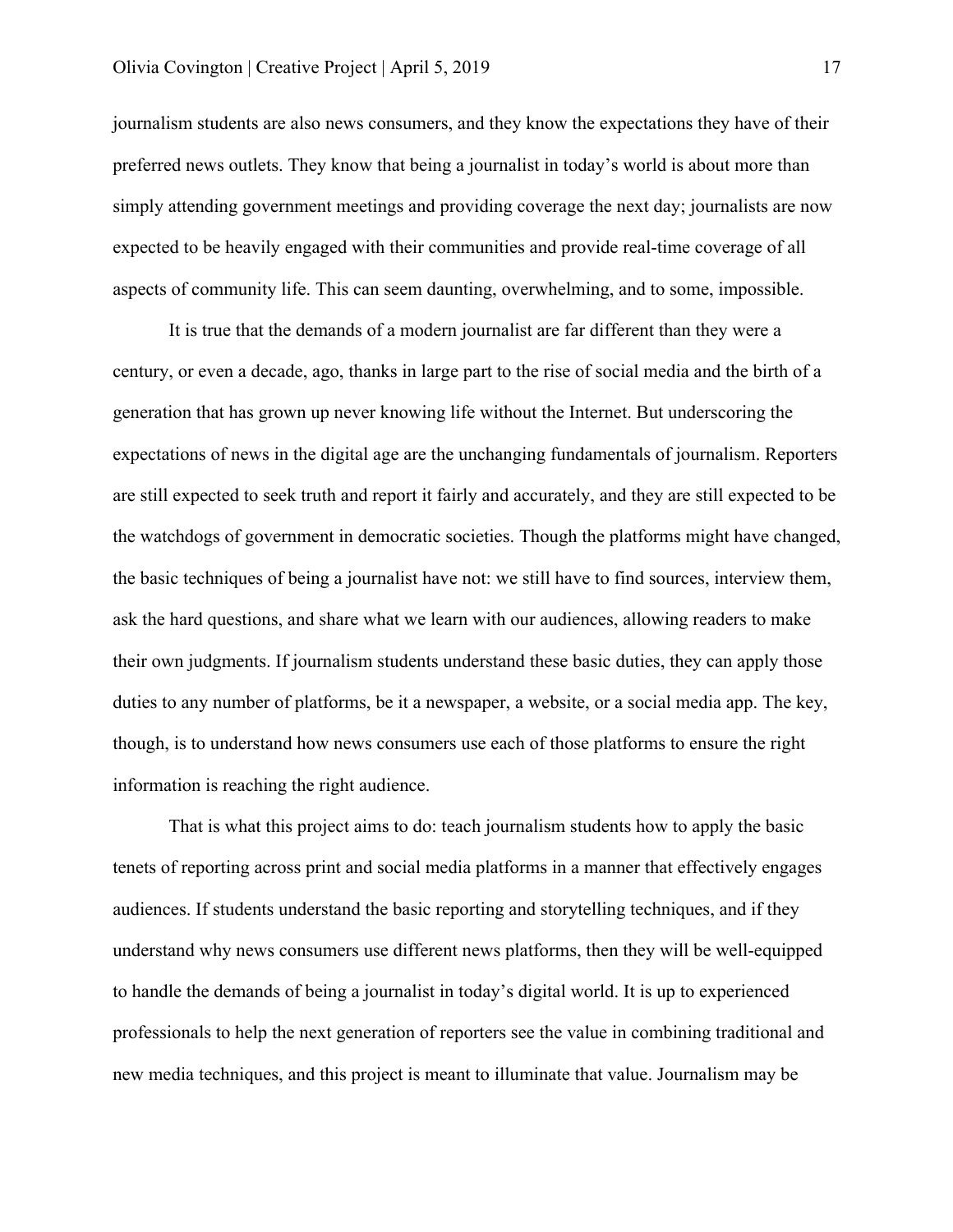journalism students are also news consumers, and they know the expectations they have of their preferred news outlets. They know that being a journalist in today's world is about more than simply attending government meetings and providing coverage the next day; journalists are now expected to be heavily engaged with their communities and provide real-time coverage of all aspects of community life. This can seem daunting, overwhelming, and to some, impossible.

It is true that the demands of a modern journalist are far different than they were a century, or even a decade, ago, thanks in large part to the rise of social media and the birth of a generation that has grown up never knowing life without the Internet. But underscoring the expectations of news in the digital age are the unchanging fundamentals of journalism. Reporters are still expected to seek truth and report it fairly and accurately, and they are still expected to be the watchdogs of government in democratic societies. Though the platforms might have changed, the basic techniques of being a journalist have not: we still have to find sources, interview them, ask the hard questions, and share what we learn with our audiences, allowing readers to make their own judgments. If journalism students understand these basic duties, they can apply those duties to any number of platforms, be it a newspaper, a website, or a social media app. The key, though, is to understand how news consumers use each of those platforms to ensure the right information is reaching the right audience.

That is what this project aims to do: teach journalism students how to apply the basic tenets of reporting across print and social media platforms in a manner that effectively engages audiences. If students understand the basic reporting and storytelling techniques, and if they understand why news consumers use different news platforms, then they will be well-equipped to handle the demands of being a journalist in today's digital world. It is up to experienced professionals to help the next generation of reporters see the value in combining traditional and new media techniques, and this project is meant to illuminate that value. Journalism may be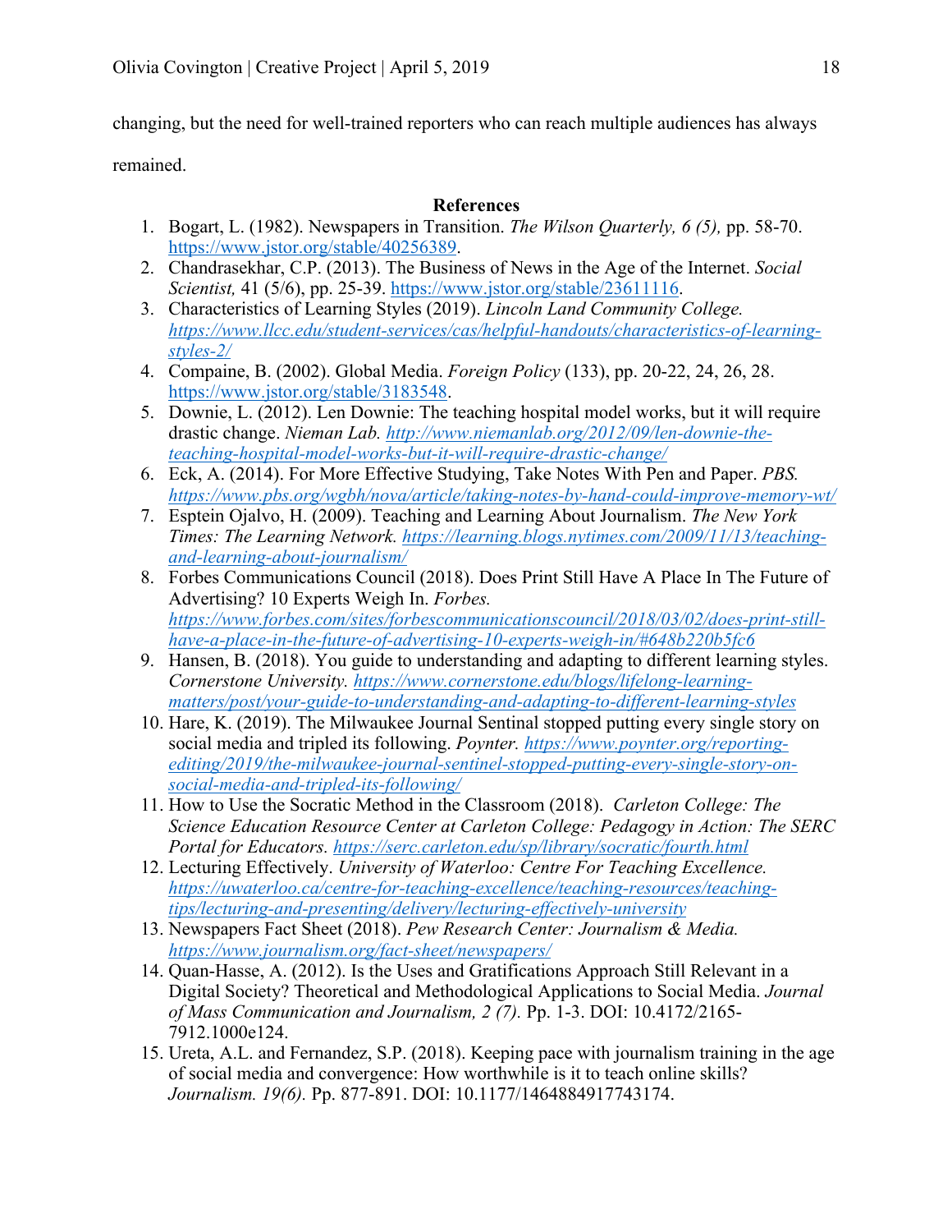changing, but the need for well-trained reporters who can reach multiple audiences has always remained.

## References

1. Bogart, L. (1982). Newspapers in Transition. *The Wilson Quarterly, 6 (5),* pp. 58-70. https://www.jstor.org/stable/40256389.
2. Chandrasekhar, C.P. (2013). The Business of News in the Age of the Internet. *Social Scientist,* 41 (5/6), pp. 25-39. https://www.jstor.org/stable/23611116.
3. Characteristics of Learning Styles (2019). *Lincoln Land Community College. https://www.llcc.edu/student-services/cas/helpful-handouts/characteristics-of-learning-styles-2/*
4. Compaine, B. (2002). Global Media. *Foreign Policy* (133), pp. 20-22, 24, 26, 28. https://www.jstor.org/stable/3183548.
5. Downie, L. (2012). Len Downie: The teaching hospital model works, but it will require drastic change. *Nieman Lab. http://www.niemanlab.org/2012/09/len-downie-the-teaching-hospital-model-works-but-it-will-require-drastic-change/*
6. Eck, A. (2014). For More Effective Studying, Take Notes With Pen and Paper. *PBS. https://www.pbs.org/wgbh/nova/article/taking-notes-by-hand-could-improve-memory-wt/*
7. Esptein Ojalvo, H. (2009). Teaching and Learning About Journalism. *The New York Times: The Learning Network. https://learning.blogs.nytimes.com/2009/11/13/teaching-and-learning-about-journalism/*
8. Forbes Communications Council (2018). Does Print Still Have A Place In The Future of Advertising? 10 Experts Weigh In. *Forbes. https://www.forbes.com/sites/forbescommunicationscouncil/2018/03/02/does-print-still-have-a-place-in-the-future-of-advertising-10-experts-weigh-in/#648b220b5fc6*
9. Hansen, B. (2018). You guide to understanding and adapting to different learning styles. *Cornerstone University. https://www.cornerstone.edu/blogs/lifelong-learning-matters/post/your-guide-to-understanding-and-adapting-to-different-learning-styles*
10. Hare, K. (2019). The Milwaukee Journal Sentinal stopped putting every single story on social media and tripled its following. *Poynter. https://www.poynter.org/reporting-editing/2019/the-milwaukee-journal-sentinel-stopped-putting-every-single-story-on-social-media-and-tripled-its-following/*
11. How to Use the Socratic Method in the Classroom (2018). *Carleton College: The Science Education Resource Center at Carleton College: Pedagogy in Action: The SERC Portal for Educators. https://serc.carleton.edu/sp/library/socratic/fourth.html*
12. Lecturing Effectively. *University of Waterloo: Centre For Teaching Excellence. https://uwaterloo.ca/centre-for-teaching-excellence/teaching-resources/teaching-tips/lecturing-and-presenting/delivery/lecturing-effectively-university*
13. Newspapers Fact Sheet (2018). *Pew Research Center: Journalism & Media. https://www.journalism.org/fact-sheet/newspapers/*
14. Quan-Hasse, A. (2012). Is the Uses and Gratifications Approach Still Relevant in a Digital Society? Theoretical and Methodological Applications to Social Media. *Journal of Mass Communication and Journalism, 2 (7).* Pp. 1-3. DOI: 10.4172/2165-7912.1000e124.
15. Ureta, A.L. and Fernandez, S.P. (2018). Keeping pace with journalism training in the age of social media and convergence: How worthwhile is it to teach online skills? *Journalism. 19(6).* Pp. 877-891. DOI: 10.1177/1464884917743174.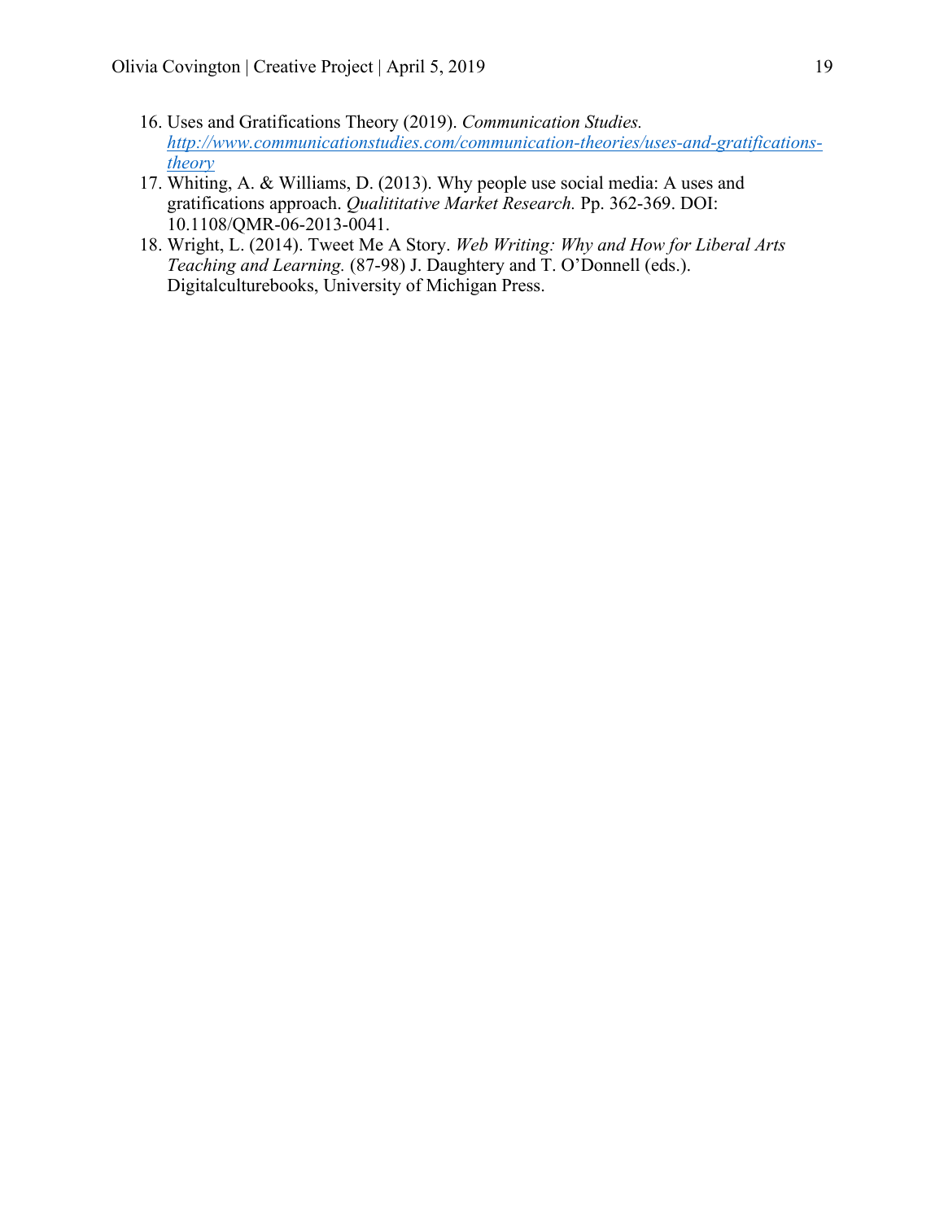16. Uses and Gratifications Theory (2019). *Communication Studies.* http://www.communicationstudies.com/communication-theories/uses-and-gratifications-theory
17. Whiting, A. & Williams, D. (2013). Why people use social media: A uses and gratifications approach. *Qualititative Market Research.* Pp. 362-369. DOI: 10.1108/QMR-06-2013-0041.
18. Wright, L. (2014). Tweet Me A Story. *Web Writing: Why and How for Liberal Arts Teaching and Learning.* (87-98) J. Daughtery and T. O'Donnell (eds.). Digitalculturebooks, University of Michigan Press.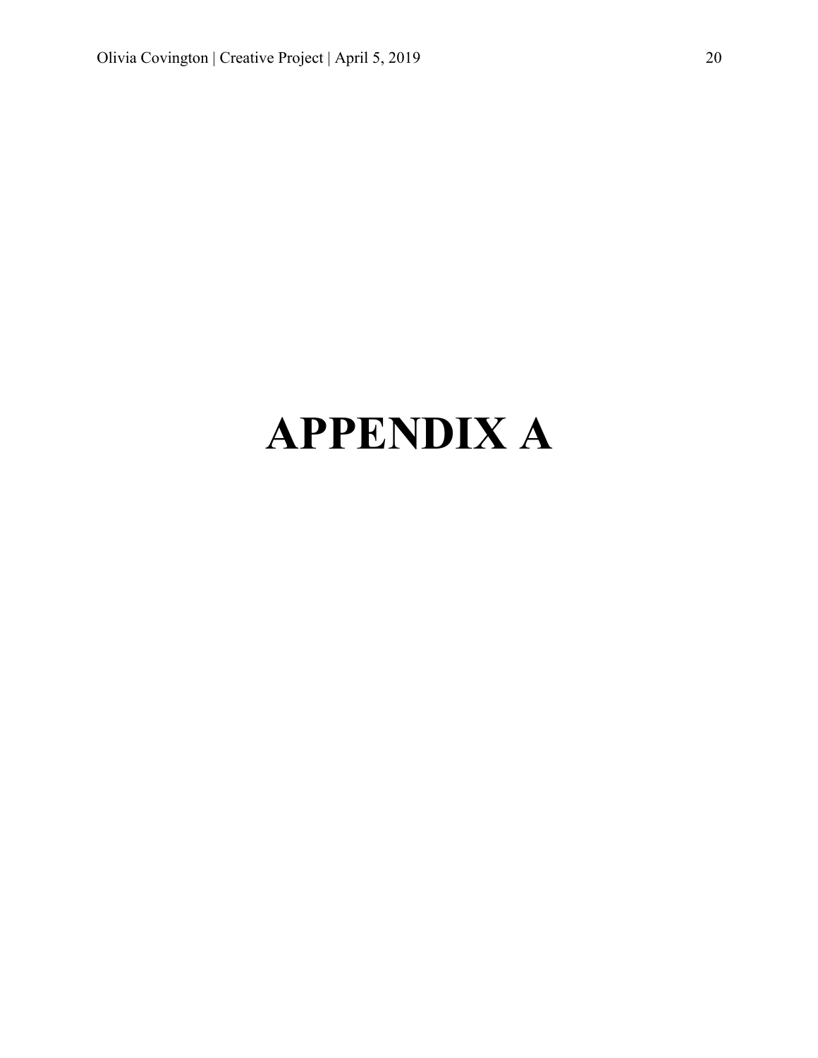# APPENDIX A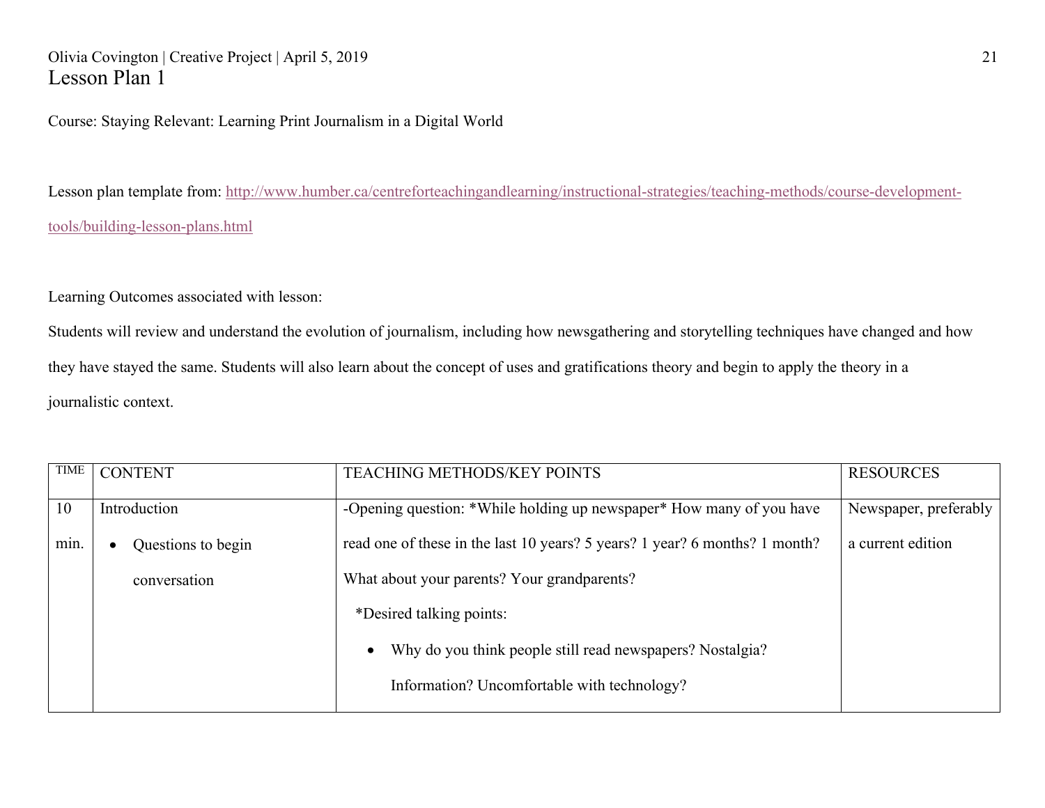# Lesson Plan 1

Course: Staying Relevant: Learning Print Journalism in a Digital World

Lesson plan template from: [http://www.humber.ca/centreforteachingandlearning/instructional-strategies/teaching-methods/course-development-tools/building-lesson-plans.html](http://www.humber.ca/centreforteachingandlearning/instructional-strategies/teaching-methods/course-development-tools/building-lesson-plans.html)

Learning Outcomes associated with lesson:

Students will review and understand the evolution of journalism, including how newsgathering and storytelling techniques have changed and how they have stayed the same. Students will also learn about the concept of uses and gratifications theory and begin to apply the theory in a journalistic context.

| TIME | CONTENT | TEACHING METHODS/KEY POINTS | RESOURCES |
|---|---|---|---|
| 10 min. | Introduction<br>• Questions to begin conversation | -Opening question: *While holding up newspaper* How many of you have read one of these in the last 10 years? 5 years? 1 year? 6 months? 1 month? What about your parents? Your grandparents?<br>*Desired talking points:<br>• Why do you think people still read newspapers? Nostalgia? Information? Uncomfortable with technology? | Newspaper, preferably a current edition |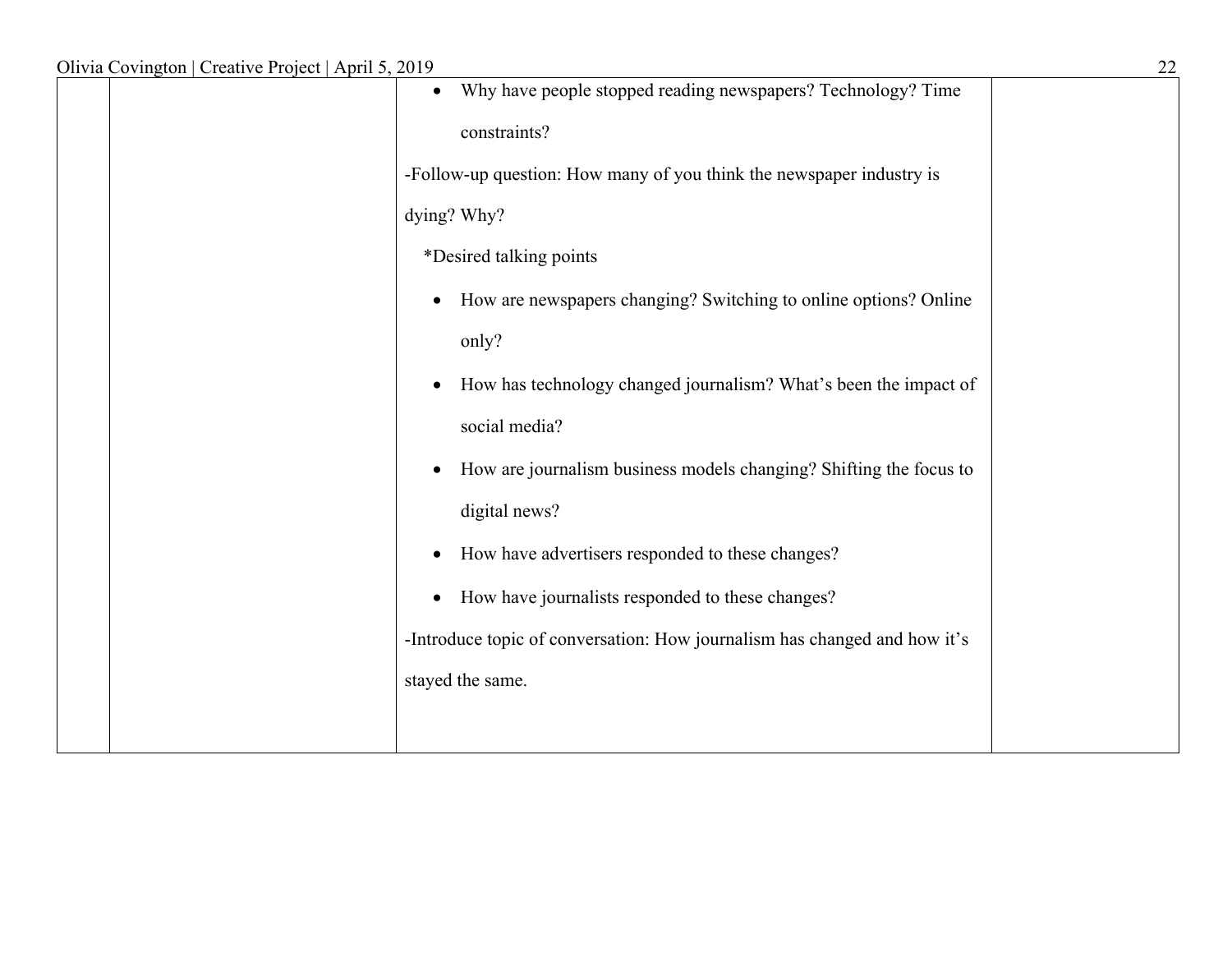| | | | |
|---|---|---|---|
| | | • Why have people stopped reading newspapers? Technology? Time constraints?<br>-Follow-up question: How many of you think the newspaper industry is dying? Why?<br>*Desired talking points<br>• How are newspapers changing? Switching to online options? Online only?<br>• How has technology changed journalism? What's been the impact of social media?<br>• How are journalism business models changing? Shifting the focus to digital news?<br>• How have advertisers responded to these changes?<br>• How have journalists responded to these changes?<br>-Introduce topic of conversation: How journalism has changed and how it's stayed the same. | |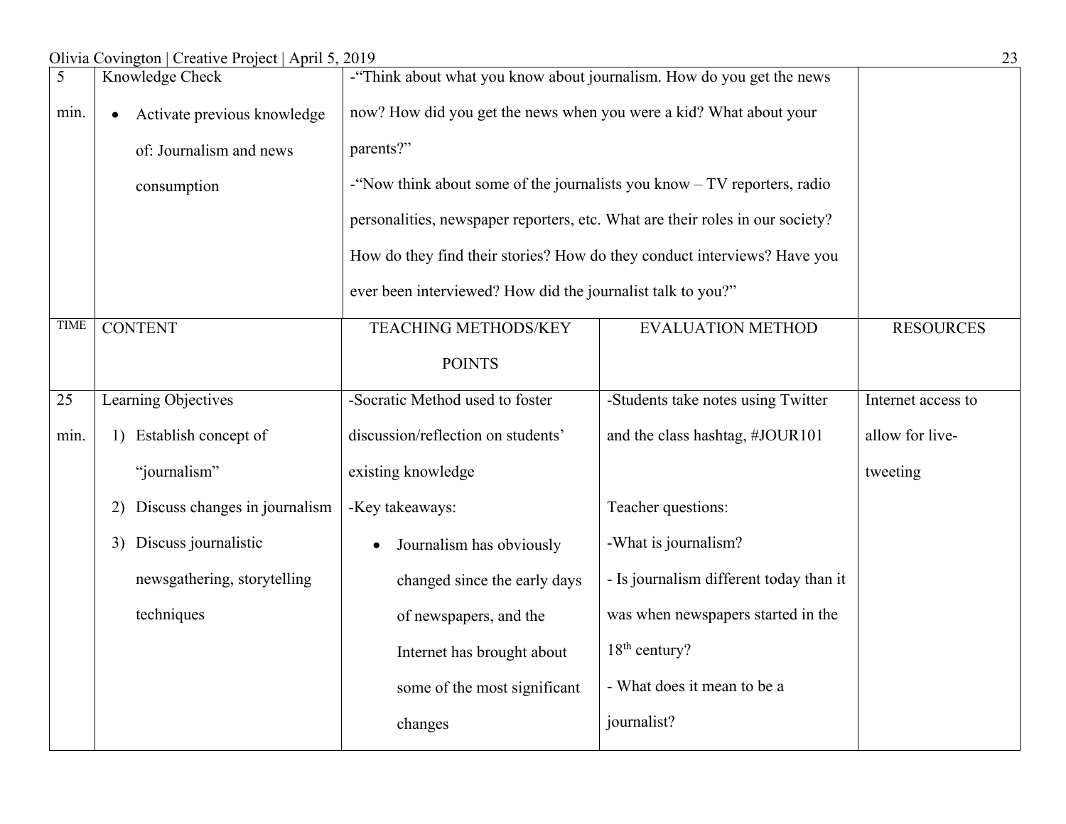| 5 min. | Knowledge Check<br>• Activate previous knowledge of: Journalism and news consumption | -"Think about what you know about journalism. How do you get the news now? How did you get the news when you were a kid? What about your parents?"<br>-"Now think about some of the journalists you know – TV reporters, radio personalities, newspaper reporters, etc. What are their roles in our society? How do they find their stories? How do they conduct interviews? Have you ever been interviewed? How did the journalist talk to you?" | | |
|---|---|---|---|---|
| TIME | CONTENT | TEACHING METHODS/KEY POINTS | EVALUATION METHOD | RESOURCES |
| 25 min. | Learning Objectives<br>1) Establish concept of "journalism"<br>2) Discuss changes in journalism<br>3) Discuss journalistic newsgathering, storytelling techniques | -Socratic Method used to foster discussion/reflection on students' existing knowledge<br>-Key takeaways:<br>• Journalism has obviously changed since the early days of newspapers, and the Internet has brought about some of the most significant changes | -Students take notes using Twitter and the class hashtag, #JOUR101<br><br>Teacher questions:<br>-What is journalism?<br>- Is journalism different today than it was when newspapers started in the 18th century?<br>- What does it mean to be a journalist? | Internet access to allow for live-tweeting |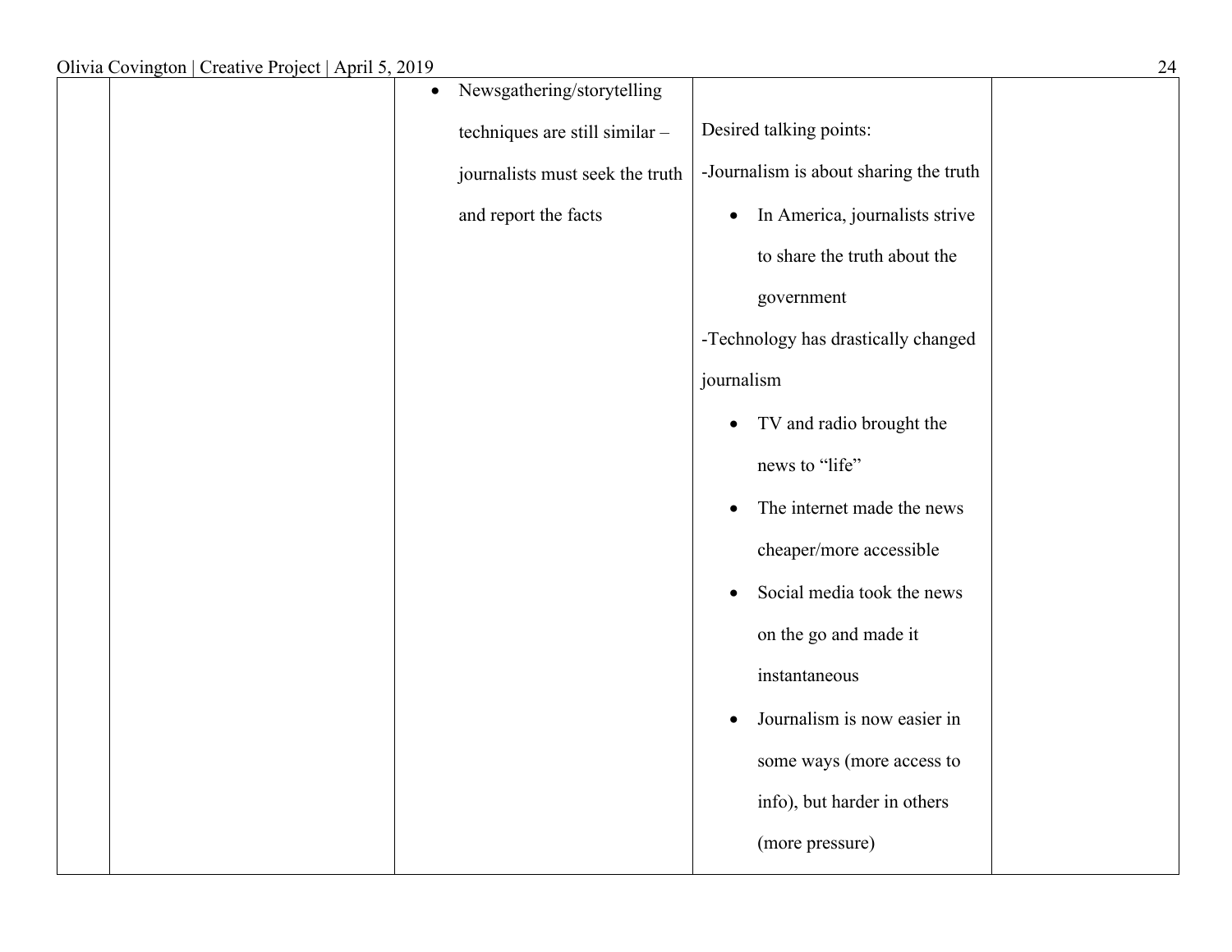| | | | | |
|---|---|---|---|---|
| | | • Newsgathering/storytelling techniques are still similar – journalists must seek the truth and report the facts | Desired talking points:<br>-Journalism is about sharing the truth<br>• In America, journalists strive to share the truth about the government<br>-Technology has drastically changed journalism<br>• TV and radio brought the news to "life"<br>• The internet made the news cheaper/more accessible<br>• Social media took the news on the go and made it instantaneous<br>• Journalism is now easier in some ways (more access to info), but harder in others (more pressure) | |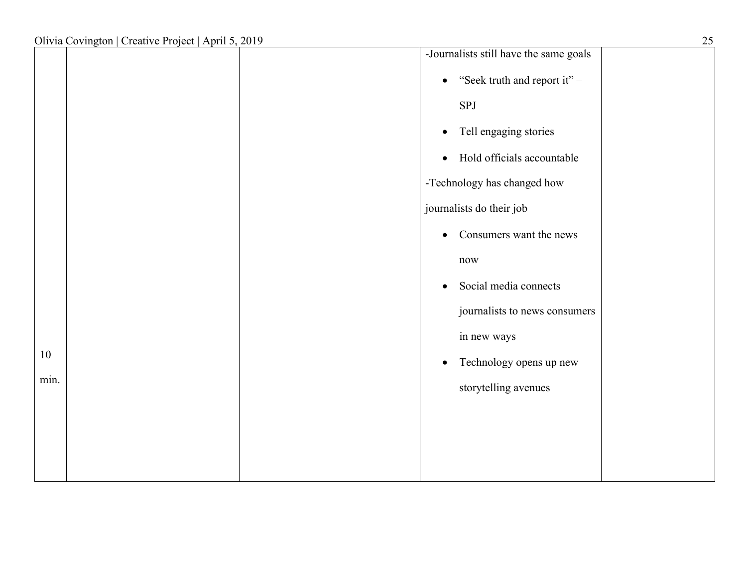| | | | | |
|---|---|---|---|---|
| 10 min. | | | -Journalists still have the same goals<br>• "Seek truth and report it" – SPJ<br>• Tell engaging stories<br>• Hold officials accountable<br>-Technology has changed how journalists do their job<br>• Consumers want the news now<br>• Social media connects journalists to news consumers in new ways<br>• Technology opens up new storytelling avenues | |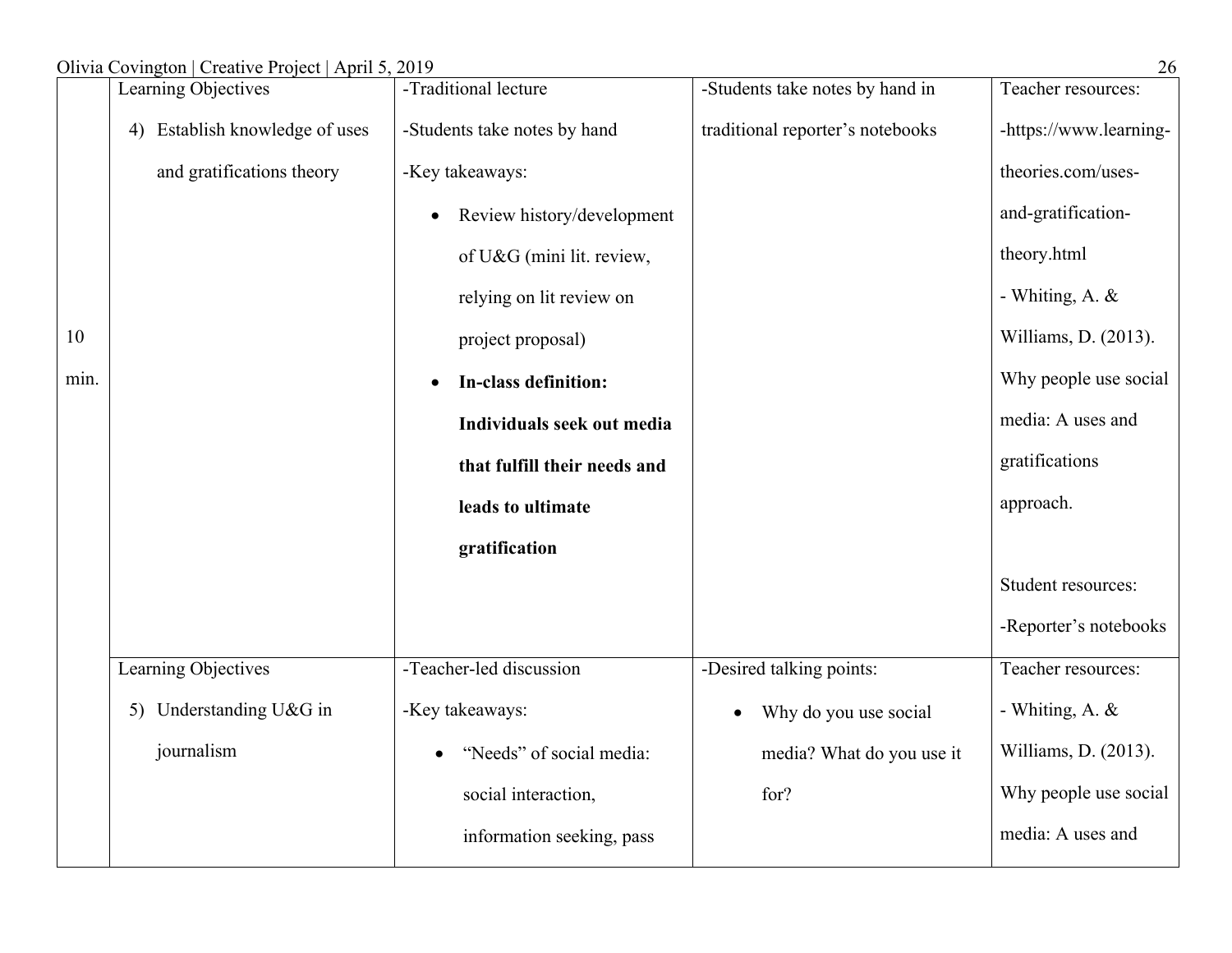| | | | | |
|---|---|---|---|---|
| 10 min. | Learning Objectives<br>4) Establish knowledge of uses and gratifications theory | -Traditional lecture<br>-Students take notes by hand<br>-Key takeaways:<br>• Review history/development of U&G (mini lit. review, relying on lit review on project proposal)<br>• **In-class definition: Individuals seek out media that fulfill their needs and leads to ultimate gratification** | -Students take notes by hand in traditional reporter's notebooks | Teacher resources:<br>-https://www.learning-theories.com/uses-and-gratification-theory.html<br>- Whiting, A. & Williams, D. (2013). Why people use social media: A uses and gratifications approach.<br><br>Student resources:<br>-Reporter's notebooks |
| | Learning Objectives<br>5) Understanding U&G in journalism | -Teacher-led discussion<br>-Key takeaways:<br>• "Needs" of social media: social interaction, information seeking, pass | -Desired talking points:<br>• Why do you use social media? What do you use it for? | Teacher resources:<br>- Whiting, A. & Williams, D. (2013). Why people use social media: A uses and |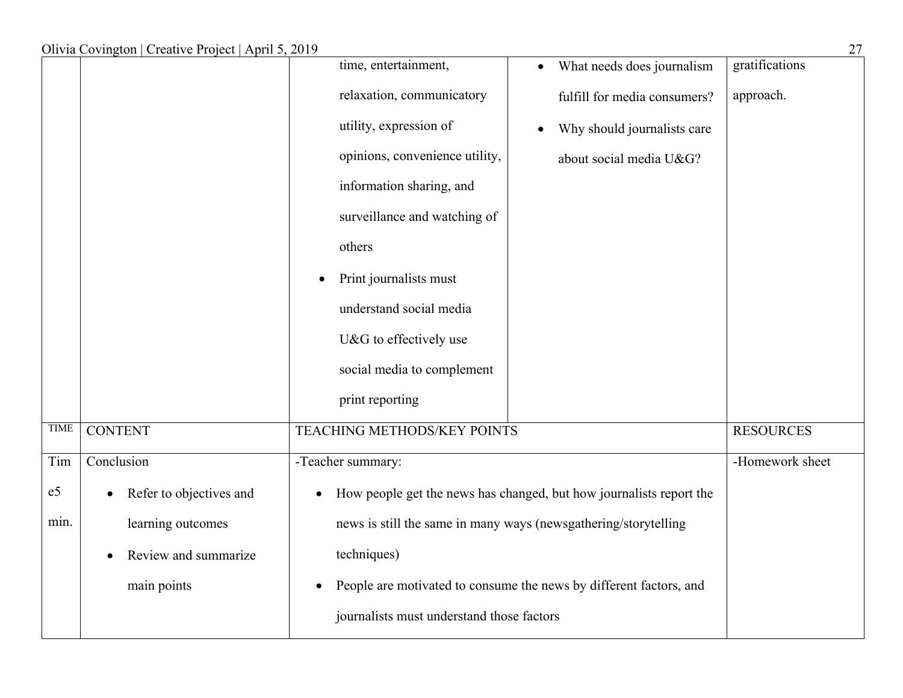| | | | | |
|---|---|---|---|---|
| | | time, entertainment, relaxation, communicatory utility, expression of opinions, convenience utility, information sharing, and surveillance and watching of others<br>• Print journalists must understand social media U&G to effectively use social media to complement print reporting | • What needs does journalism fulfill for media consumers?<br>• Why should journalists care about social media U&G? | gratifications approach. |

| TIME | CONTENT | TEACHING METHODS/KEY POINTS | RESOURCES |
|---|---|---|---|
| Time5 min. | Conclusion<br>• Refer to objectives and learning outcomes<br>• Review and summarize main points | -Teacher summary:<br>• How people get the news has changed, but how journalists report the news is still the same in many ways (newsgathering/storytelling techniques)<br>• People are motivated to consume the news by different factors, and journalists must understand those factors | -Homework sheet |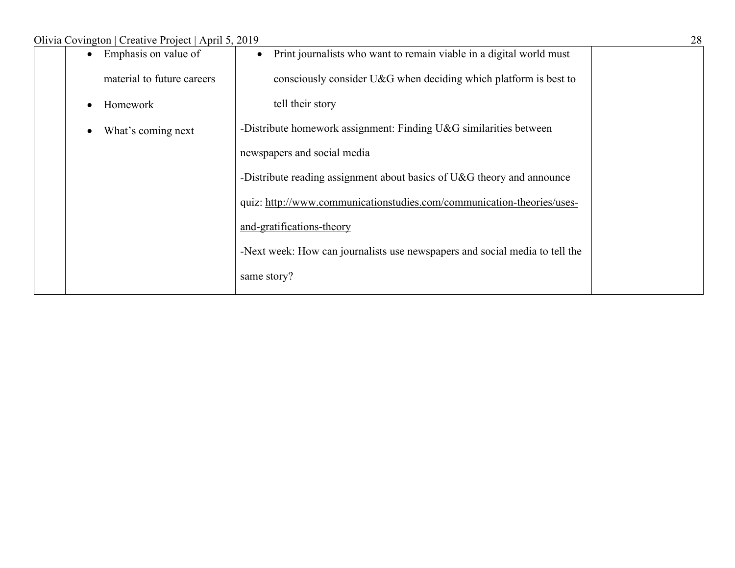| | | | |
|---|---|---|---|
| | • Emphasis on value of material to future careers<br>• Homework<br>• What's coming next | • Print journalists who want to remain viable in a digital world must consciously consider U&G when deciding which platform is best to tell their story<br>-Distribute homework assignment: Finding U&G similarities between newspapers and social media<br>-Distribute reading assignment about basics of U&G theory and announce quiz: http://www.communicationstudies.com/communication-theories/uses-and-gratifications-theory<br>-Next week: How can journalists use newspapers and social media to tell the same story? | |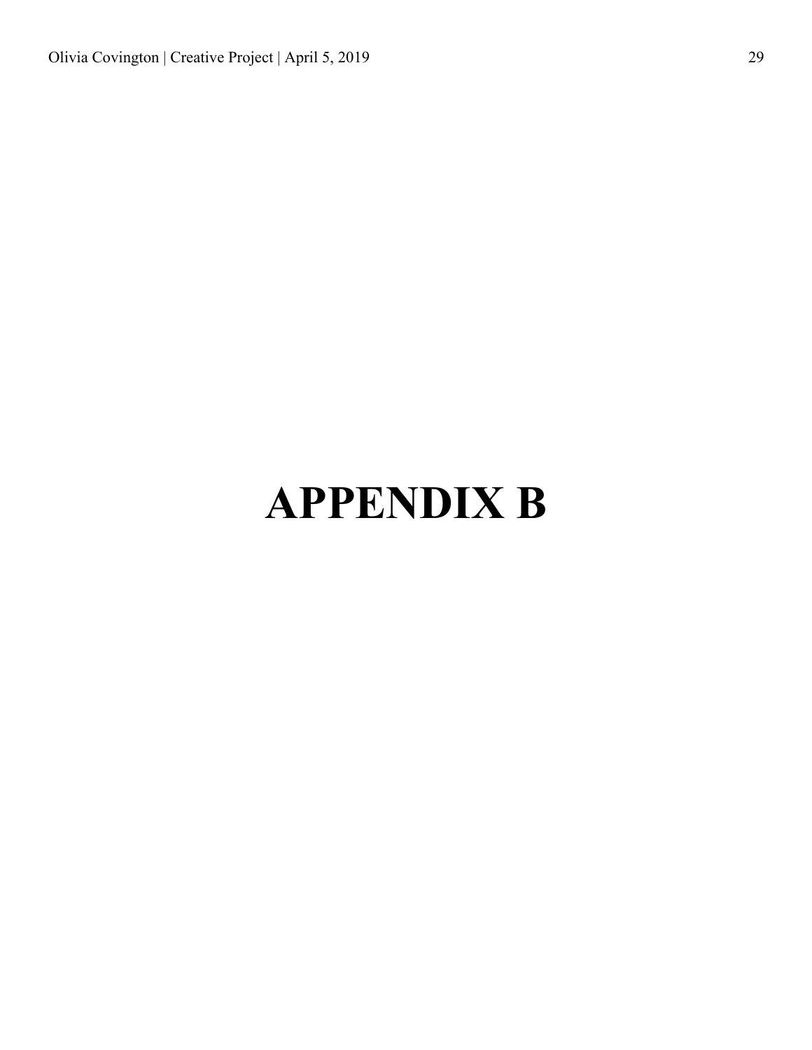# APPENDIX B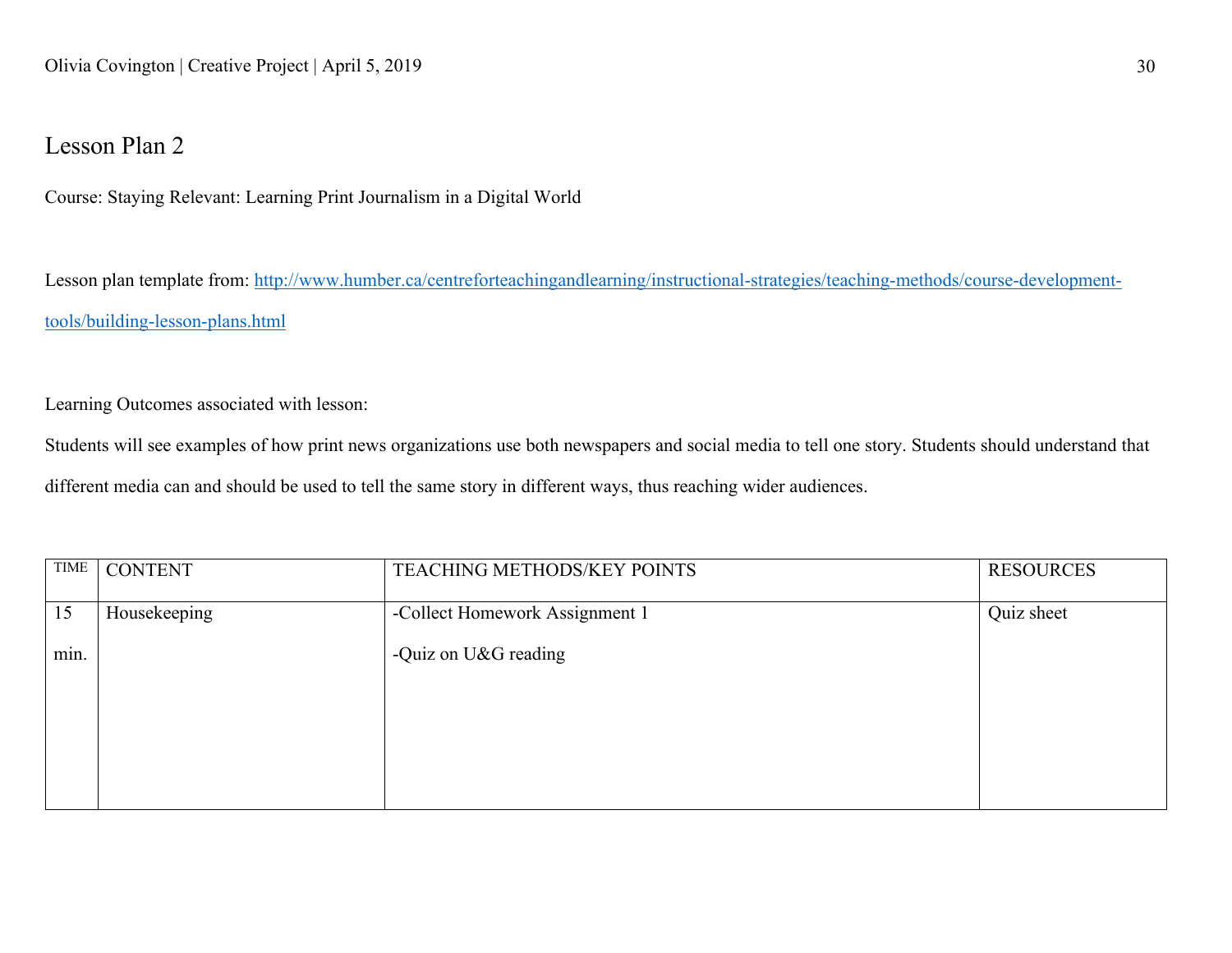## Lesson Plan 2

Course: Staying Relevant: Learning Print Journalism in a Digital World

Lesson plan template from: [http://www.humber.ca/centreforteachingandlearning/instructional-strategies/teaching-methods/course-development-tools/building-lesson-plans.html](http://www.humber.ca/centreforteachingandlearning/instructional-strategies/teaching-methods/course-development-tools/building-lesson-plans.html)

Learning Outcomes associated with lesson:

Students will see examples of how print news organizations use both newspapers and social media to tell one story. Students should understand that different media can and should be used to tell the same story in different ways, thus reaching wider audiences.

| TIME | CONTENT | TEACHING METHODS/KEY POINTS | RESOURCES |
|---|---|---|---|
| 15 min. | Housekeeping | -Collect Homework Assignment 1<br>-Quiz on U&G reading | Quiz sheet |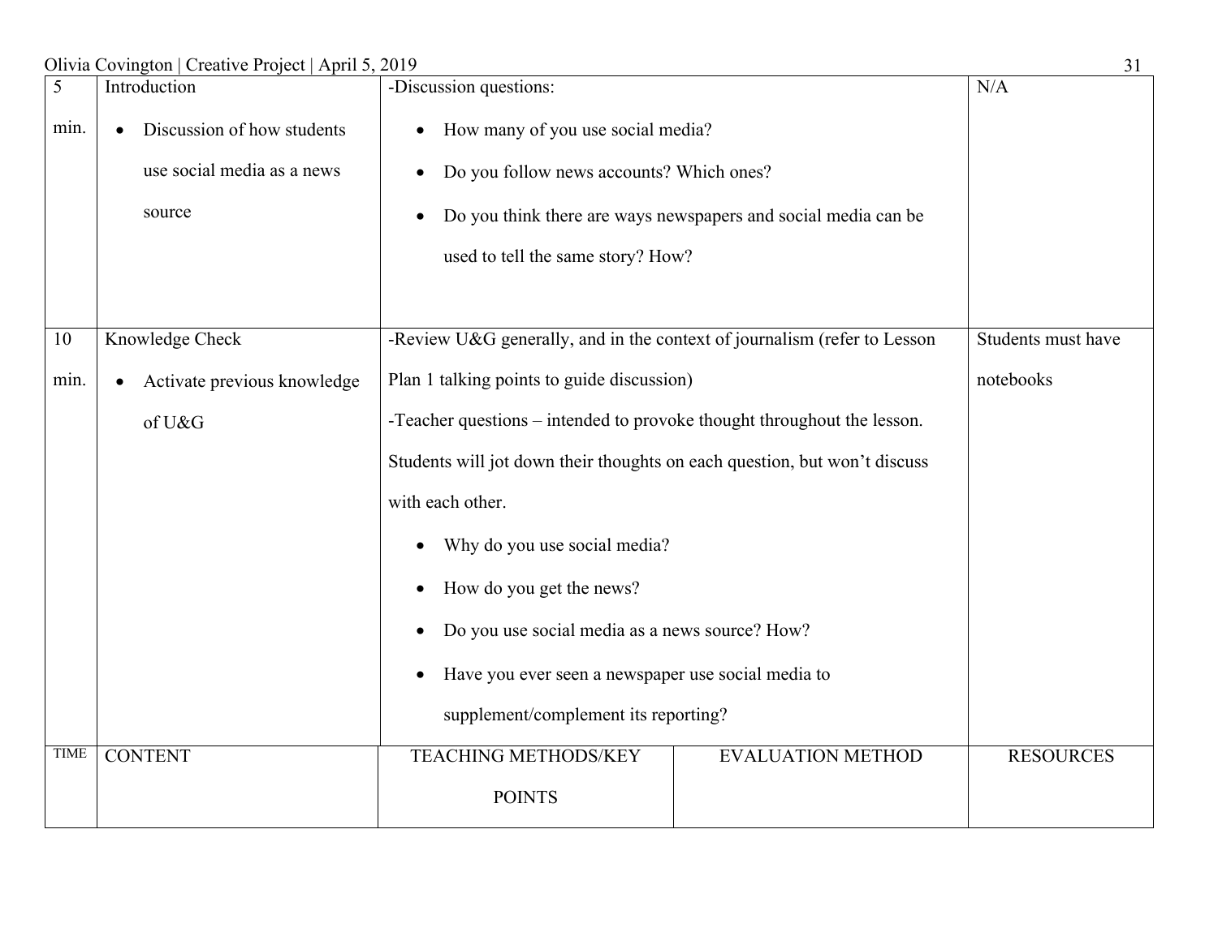| TIME | CONTENT | TEACHING METHODS/KEY POINTS | EVALUATION METHOD | RESOURCES |
|---|---|---|---|---|
| 5 min. | Introduction<br>• Discussion of how students use social media as a news source | -Discussion questions:<br>• How many of you use social media?<br>• Do you follow news accounts? Which ones?<br>• Do you think there are ways newspapers and social media can be used to tell the same story? How? | | N/A |
| 10 min. | Knowledge Check<br>• Activate previous knowledge of U&G | -Review U&G generally, and in the context of journalism (refer to Lesson Plan 1 talking points to guide discussion)<br>-Teacher questions – intended to provoke thought throughout the lesson. Students will jot down their thoughts on each question, but won't discuss with each other.<br>• Why do you use social media?<br>• How do you get the news?<br>• Do you use social media as a news source? How?<br>• Have you ever seen a newspaper use social media to supplement/complement its reporting? | | Students must have notebooks |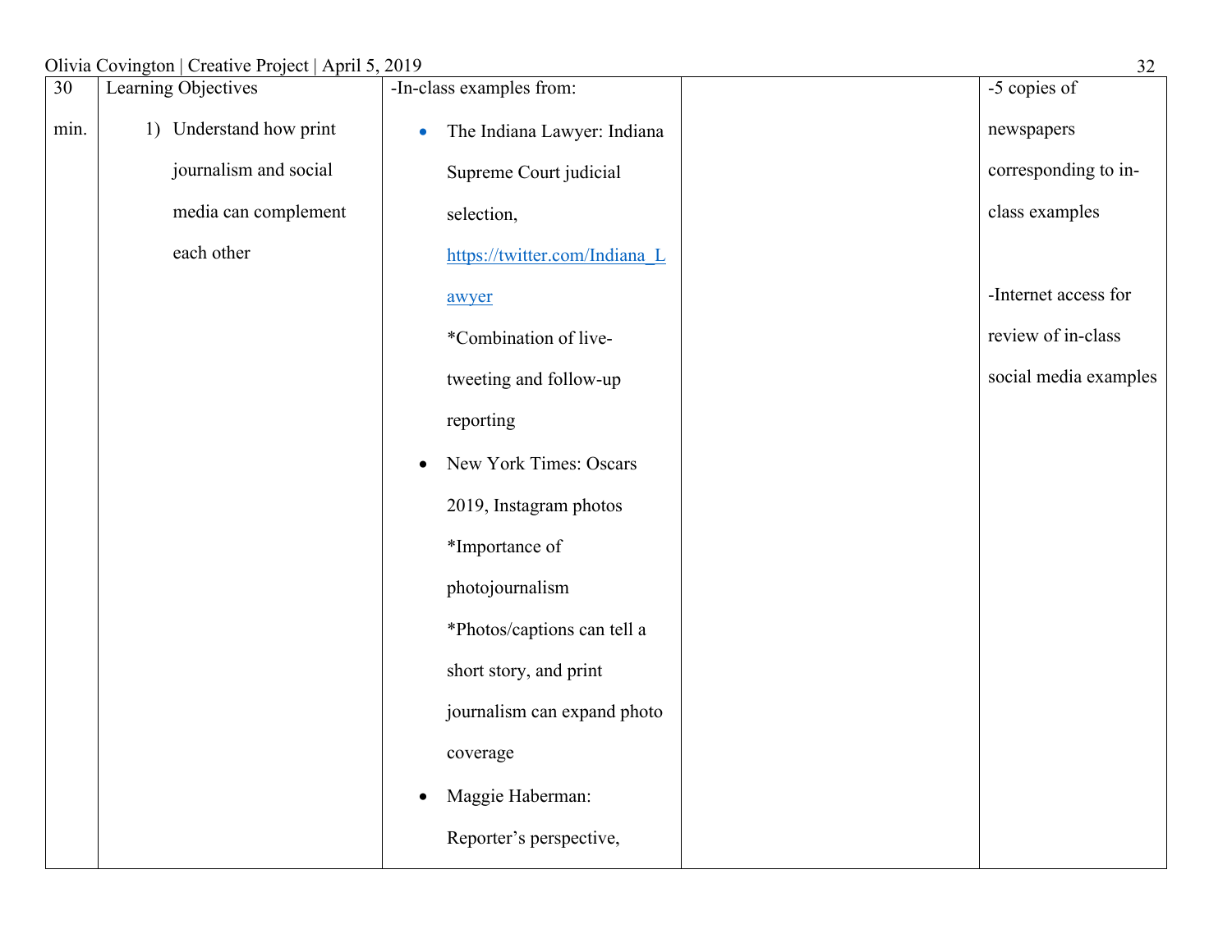| 30 min. | Learning Objectives<br><br>1) Understand how print journalism and social media can complement each other | -In-class examples from:<br><br>• The Indiana Lawyer: Indiana Supreme Court judicial selection, https://twitter.com/Indiana_Lawyer<br>*Combination of live-tweeting and follow-up reporting<br><br>• New York Times: Oscars 2019, Instagram photos<br>*Importance of photojournalism<br>*Photos/captions can tell a short story, and print journalism can expand photo coverage<br><br>• Maggie Haberman: Reporter's perspective, | | -5 copies of newspapers corresponding to in-class examples<br><br>-Internet access for review of in-class social media examples |
|---|---|---|---|---|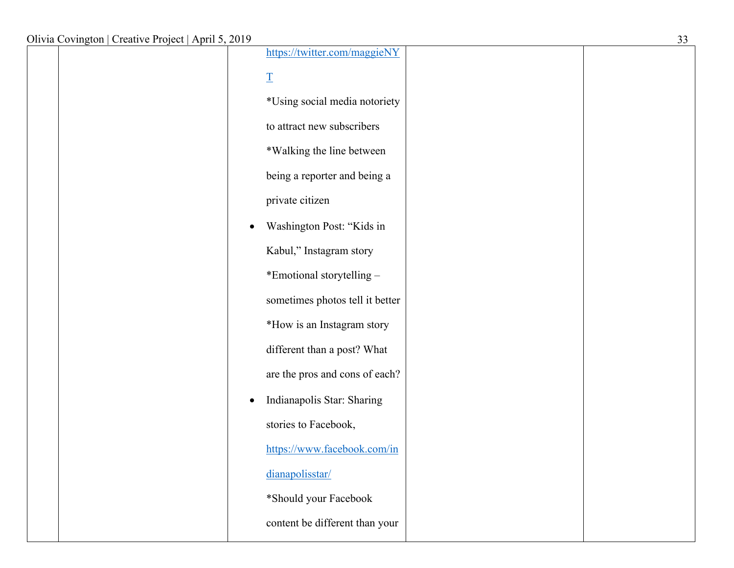| | | | | |
|---|---|---|---|---|
| | | https://twitter.com/maggieNYT<br>*Using social media notoriety to attract new subscribers<br>*Walking the line between being a reporter and being a private citizen<br>• Washington Post: "Kids in Kabul," Instagram story<br>*Emotional storytelling – sometimes photos tell it better<br>*How is an Instagram story different than a post? What are the pros and cons of each?<br>• Indianapolis Star: Sharing stories to Facebook, https://www.facebook.com/indianapolisstar/<br>*Should your Facebook content be different than your | | |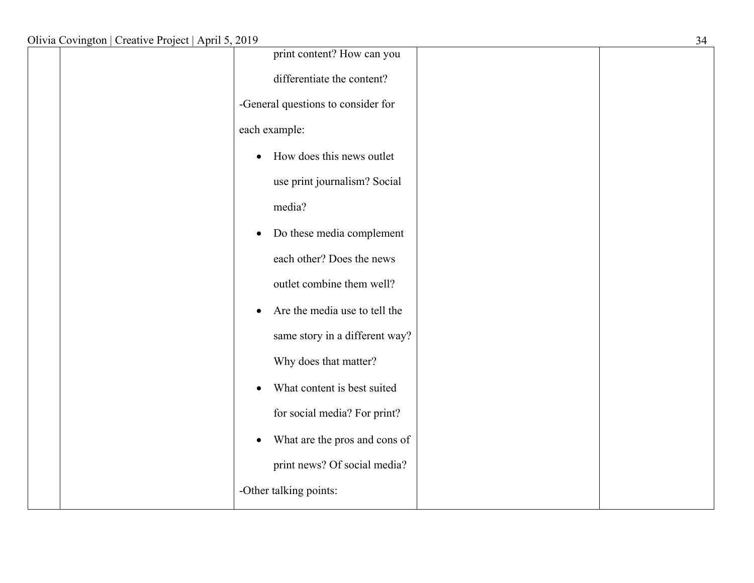| | | print content? How can you differentiate the content?<br>-General questions to consider for each example:<br>• How does this news outlet use print journalism? Social media?<br>• Do these media complement each other? Does the news outlet combine them well?<br>• Are the media use to tell the same story in a different way? Why does that matter?<br>• What content is best suited for social media? For print?<br>• What are the pros and cons of print news? Of social media?<br>-Other talking points: | | |
|---|---|---|---|---|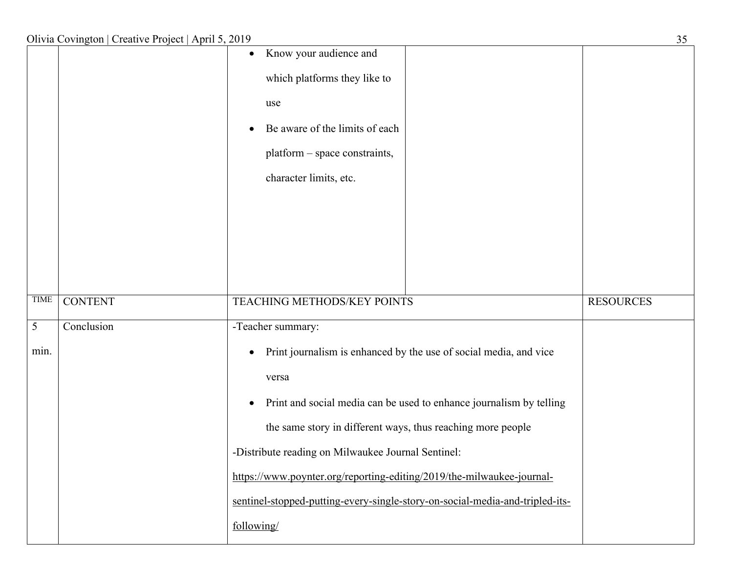| | | | | |
|---|---|---|---|---|
| | | • Know your audience and which platforms they like to use<br>• Be aware of the limits of each platform – space constraints, character limits, etc. | | |

| TIME | CONTENT | TEACHING METHODS/KEY POINTS | RESOURCES |
|---|---|---|---|
| 5 min. | Conclusion | -Teacher summary:<br>• Print journalism is enhanced by the use of social media, and vice versa<br>• Print and social media can be used to enhance journalism by telling the same story in different ways, thus reaching more people<br>-Distribute reading on Milwaukee Journal Sentinel: https://www.poynter.org/reporting-editing/2019/the-milwaukee-journal-sentinel-stopped-putting-every-single-story-on-social-media-and-tripled-its-following/ | |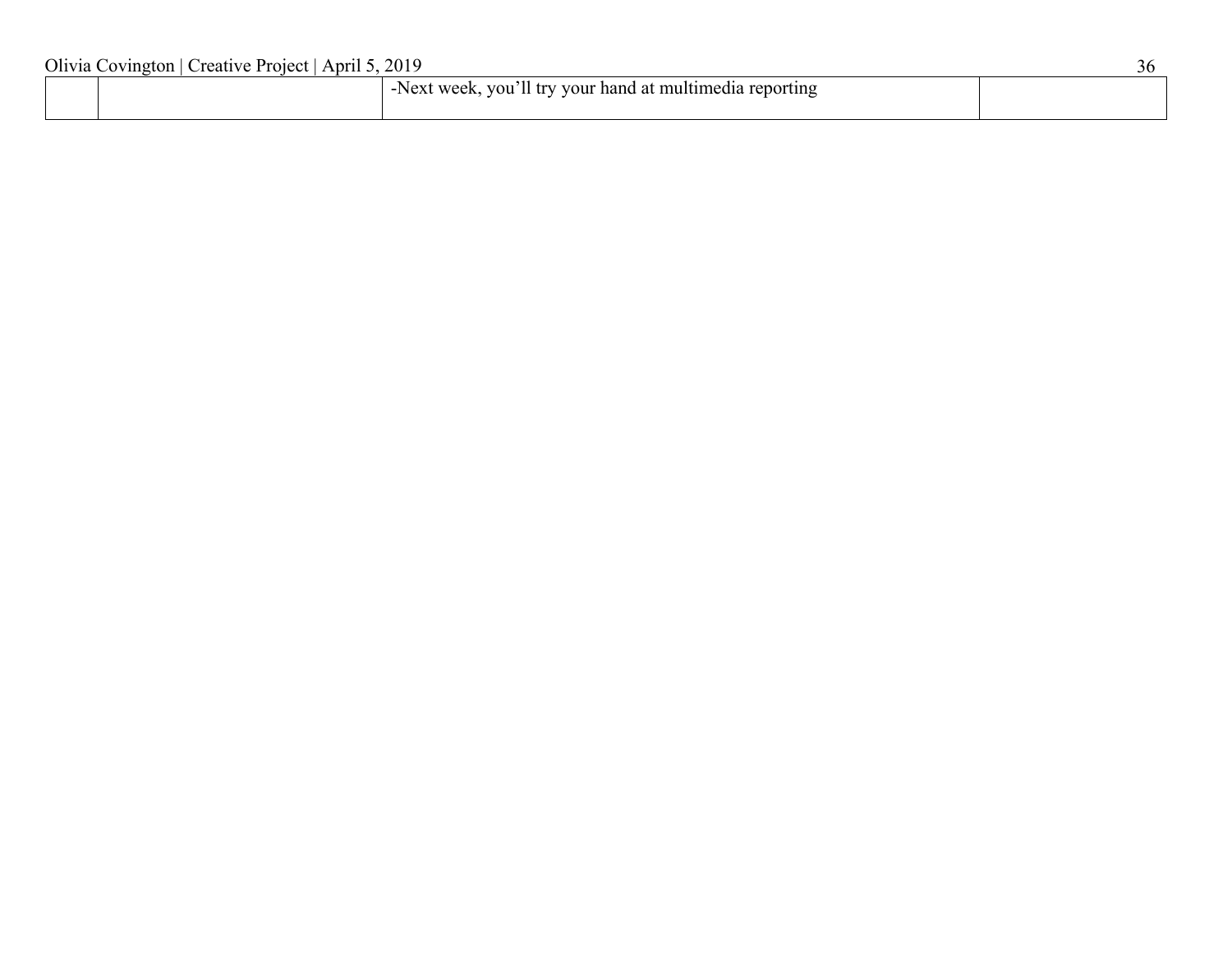| | | | |
|---|---|---|---|
| | | -Next week, you'll try your hand at multimedia reporting | |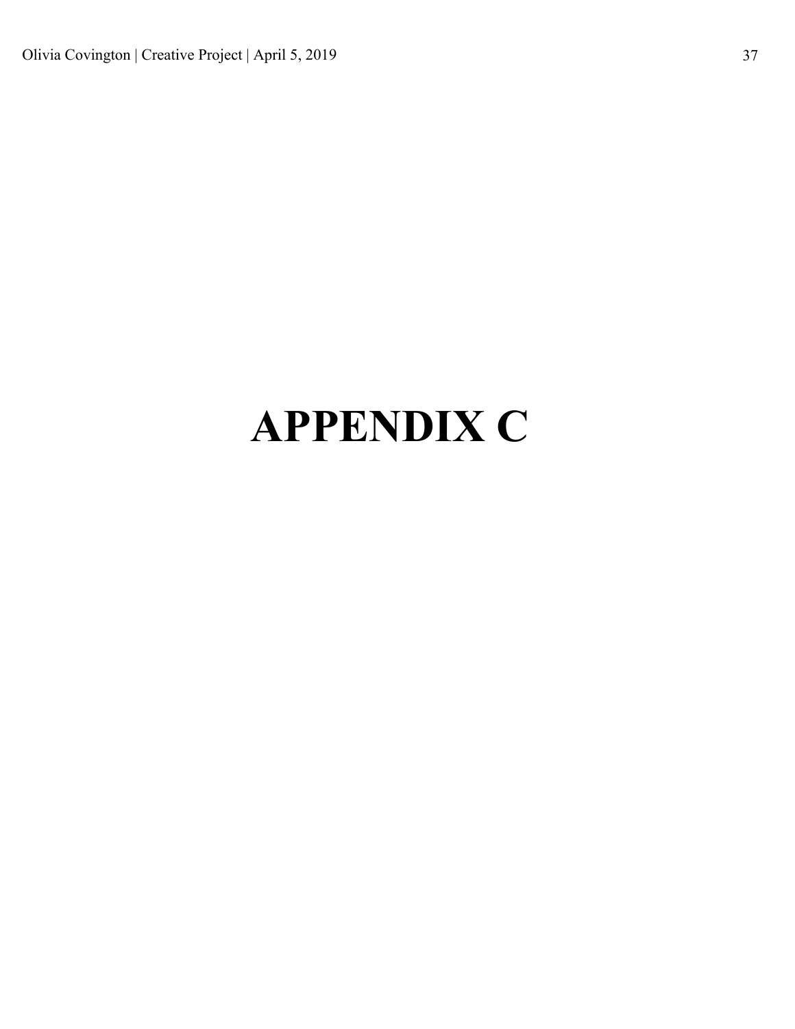# APPENDIX C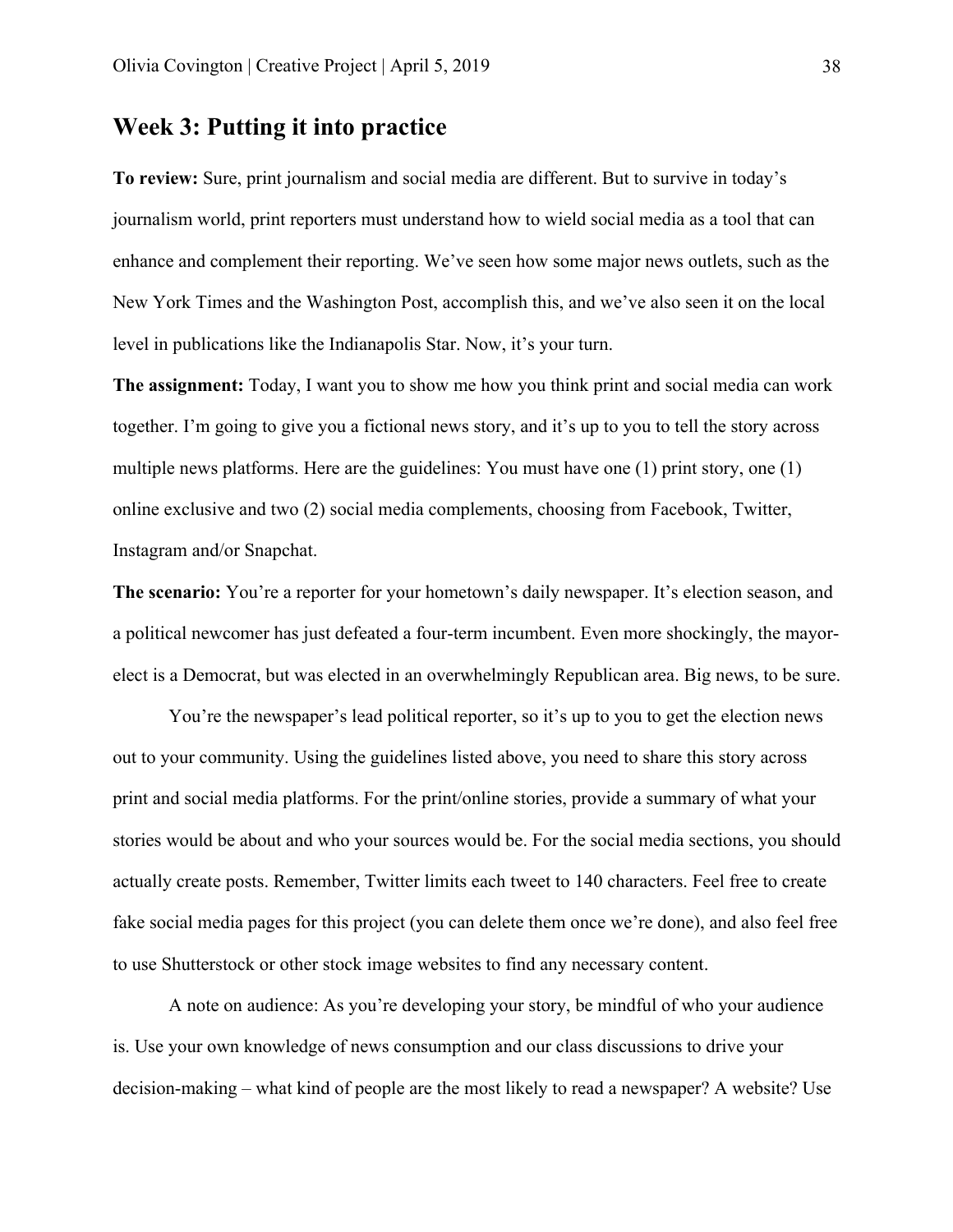## Week 3: Putting it into practice

**To review:** Sure, print journalism and social media are different. But to survive in today's journalism world, print reporters must understand how to wield social media as a tool that can enhance and complement their reporting. We've seen how some major news outlets, such as the New York Times and the Washington Post, accomplish this, and we've also seen it on the local level in publications like the Indianapolis Star. Now, it's your turn.

**The assignment:** Today, I want you to show me how you think print and social media can work together. I'm going to give you a fictional news story, and it's up to you to tell the story across multiple news platforms. Here are the guidelines: You must have one (1) print story, one (1) online exclusive and two (2) social media complements, choosing from Facebook, Twitter, Instagram and/or Snapchat.

**The scenario:** You're a reporter for your hometown's daily newspaper. It's election season, and a political newcomer has just defeated a four-term incumbent. Even more shockingly, the mayor-elect is a Democrat, but was elected in an overwhelmingly Republican area. Big news, to be sure.

You're the newspaper's lead political reporter, so it's up to you to get the election news out to your community. Using the guidelines listed above, you need to share this story across print and social media platforms. For the print/online stories, provide a summary of what your stories would be about and who your sources would be. For the social media sections, you should actually create posts. Remember, Twitter limits each tweet to 140 characters. Feel free to create fake social media pages for this project (you can delete them once we're done), and also feel free to use Shutterstock or other stock image websites to find any necessary content.

A note on audience: As you're developing your story, be mindful of who your audience is. Use your own knowledge of news consumption and our class discussions to drive your decision-making – what kind of people are the most likely to read a newspaper? A website? Use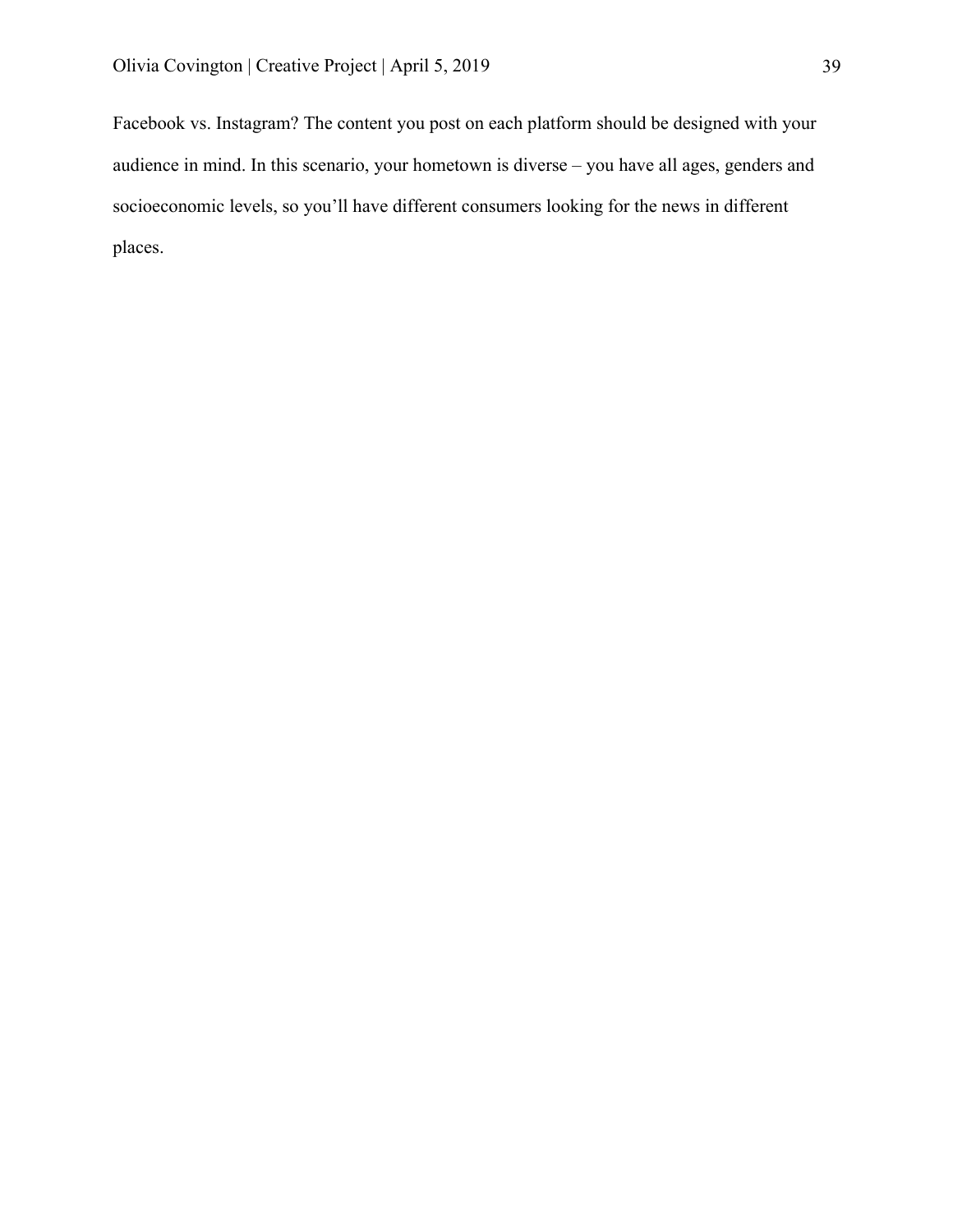Facebook vs. Instagram? The content you post on each platform should be designed with your audience in mind. In this scenario, your hometown is diverse – you have all ages, genders and socioeconomic levels, so you'll have different consumers looking for the news in different places.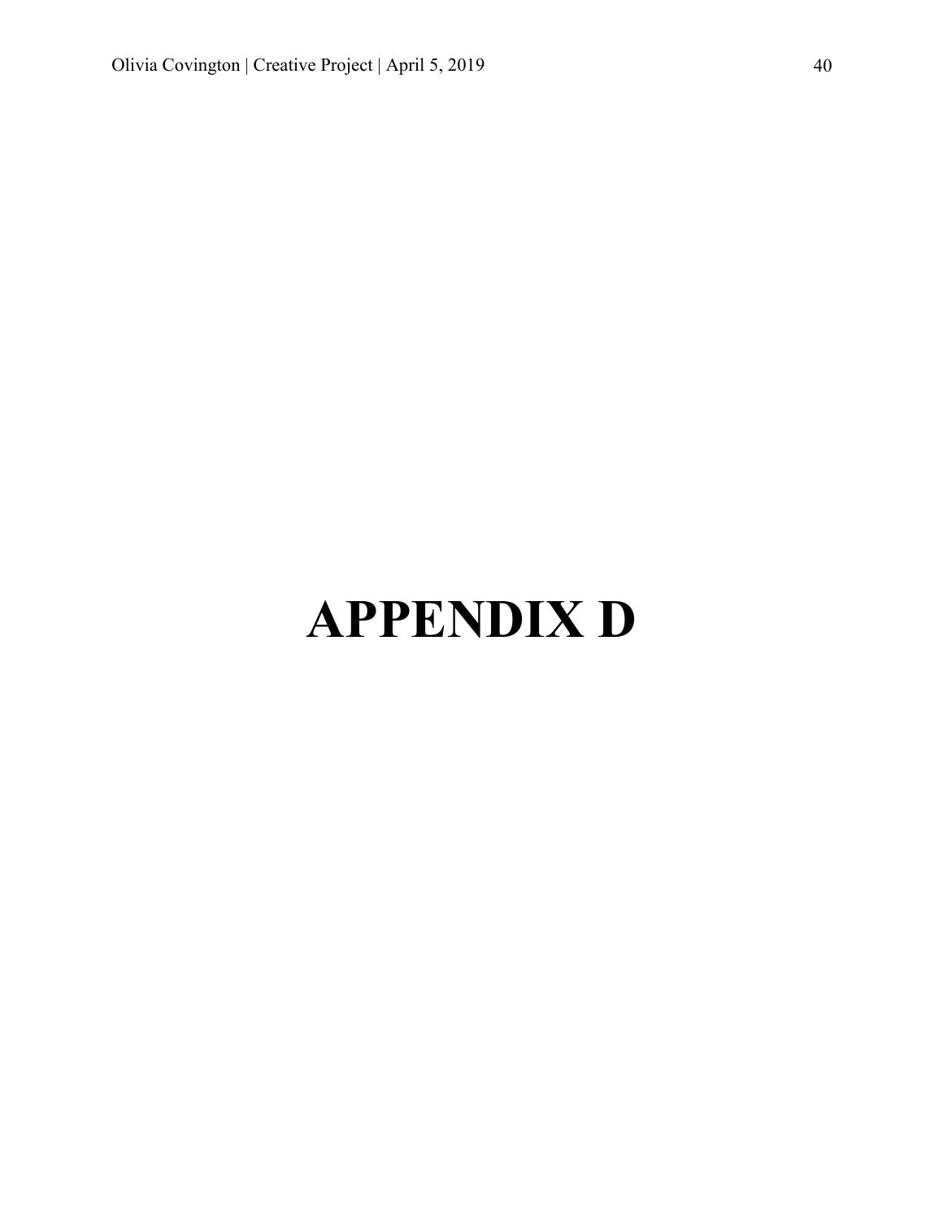# APPENDIX D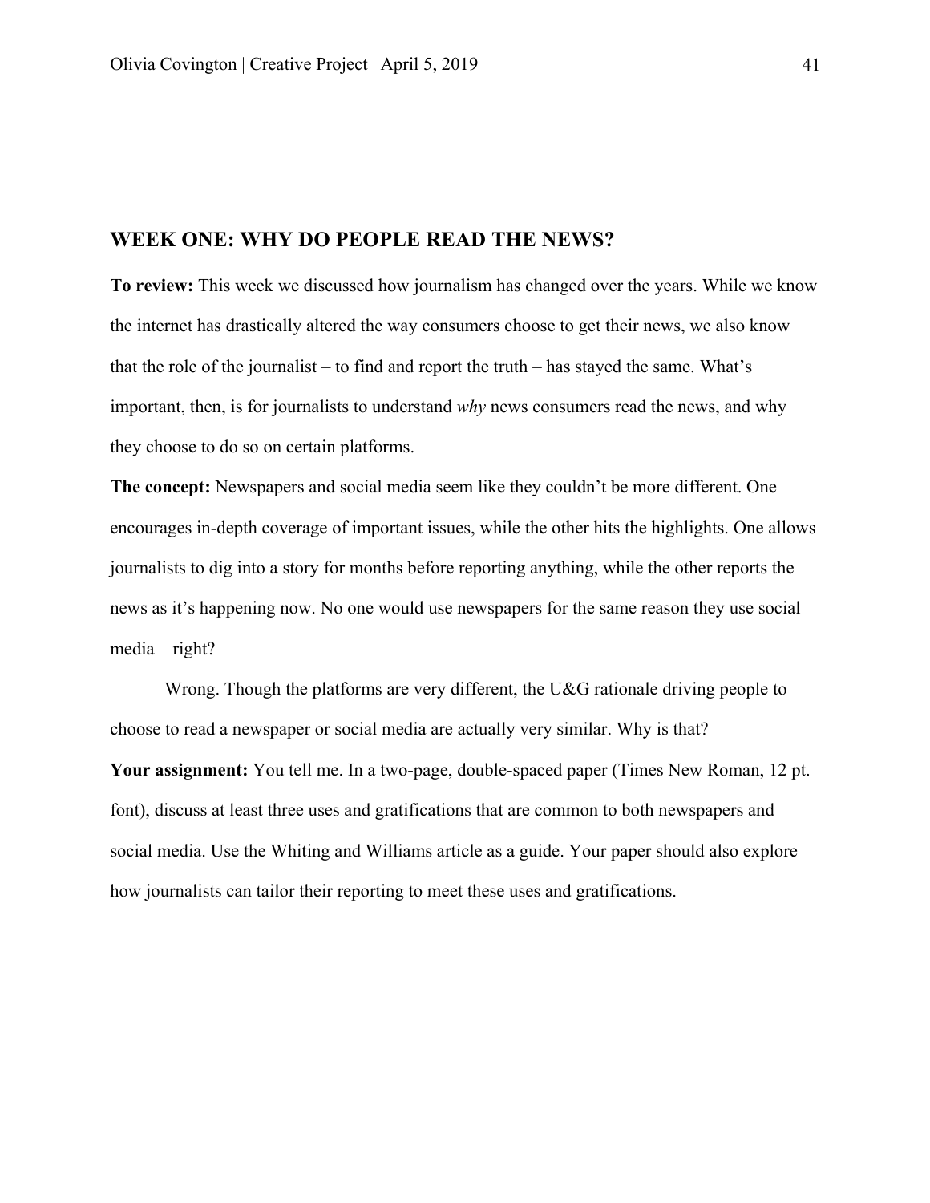## WEEK ONE: WHY DO PEOPLE READ THE NEWS?

**To review:** This week we discussed how journalism has changed over the years. While we know the internet has drastically altered the way consumers choose to get their news, we also know that the role of the journalist – to find and report the truth – has stayed the same. What's important, then, is for journalists to understand *why* news consumers read the news, and why they choose to do so on certain platforms.

**The concept:** Newspapers and social media seem like they couldn't be more different. One encourages in-depth coverage of important issues, while the other hits the highlights. One allows journalists to dig into a story for months before reporting anything, while the other reports the news as it's happening now. No one would use newspapers for the same reason they use social media – right?

Wrong. Though the platforms are very different, the U&G rationale driving people to choose to read a newspaper or social media are actually very similar. Why is that?

**Your assignment:** You tell me. In a two-page, double-spaced paper (Times New Roman, 12 pt. font), discuss at least three uses and gratifications that are common to both newspapers and social media. Use the Whiting and Williams article as a guide. Your paper should also explore how journalists can tailor their reporting to meet these uses and gratifications.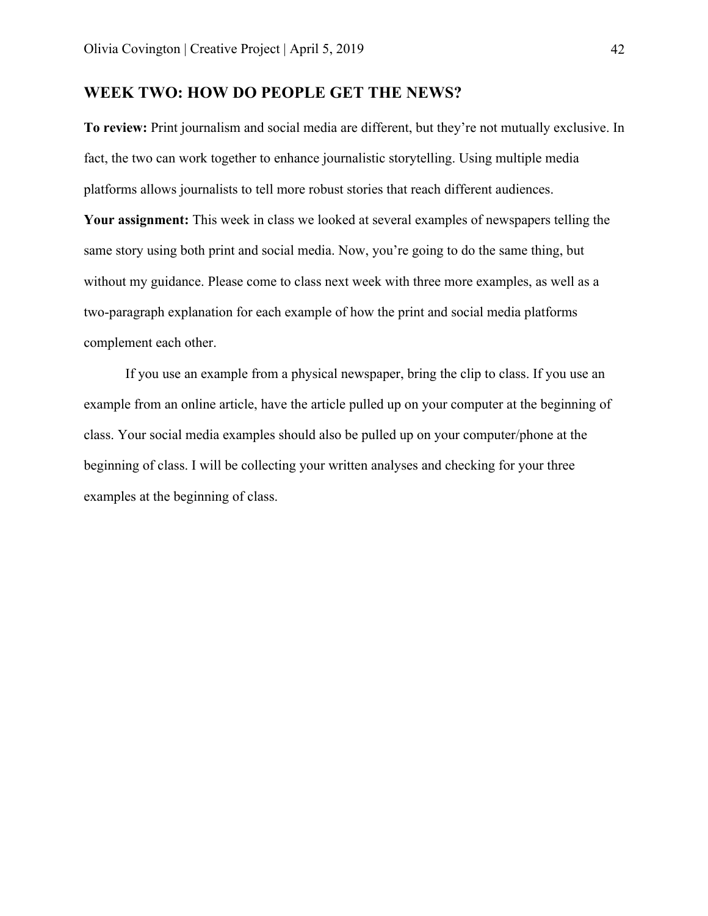## WEEK TWO: HOW DO PEOPLE GET THE NEWS?

**To review:** Print journalism and social media are different, but they're not mutually exclusive. In fact, the two can work together to enhance journalistic storytelling. Using multiple media platforms allows journalists to tell more robust stories that reach different audiences.

**Your assignment:** This week in class we looked at several examples of newspapers telling the same story using both print and social media. Now, you're going to do the same thing, but without my guidance. Please come to class next week with three more examples, as well as a two-paragraph explanation for each example of how the print and social media platforms complement each other.

If you use an example from a physical newspaper, bring the clip to class. If you use an example from an online article, have the article pulled up on your computer at the beginning of class. Your social media examples should also be pulled up on your computer/phone at the beginning of class. I will be collecting your written analyses and checking for your three examples at the beginning of class.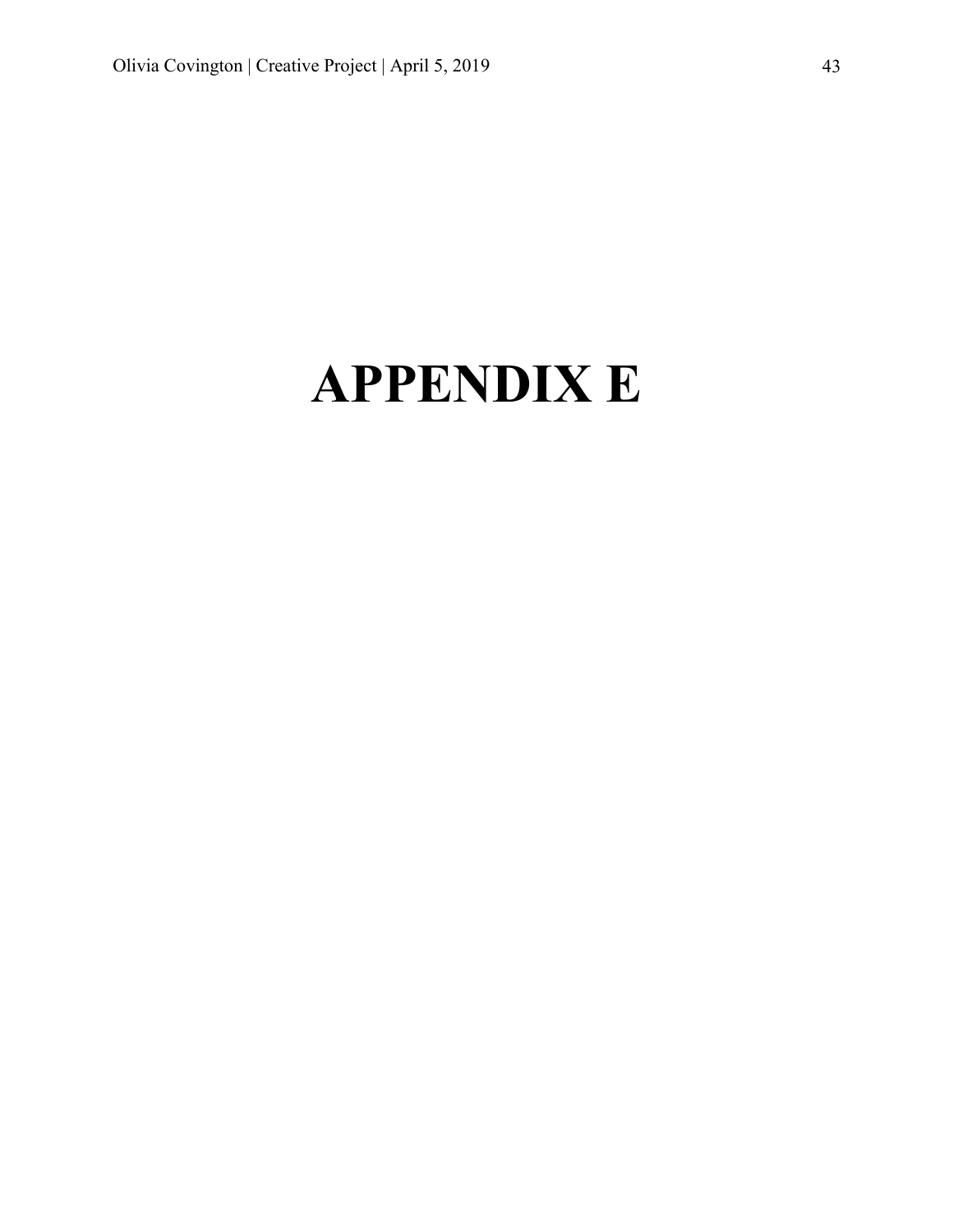# APPENDIX E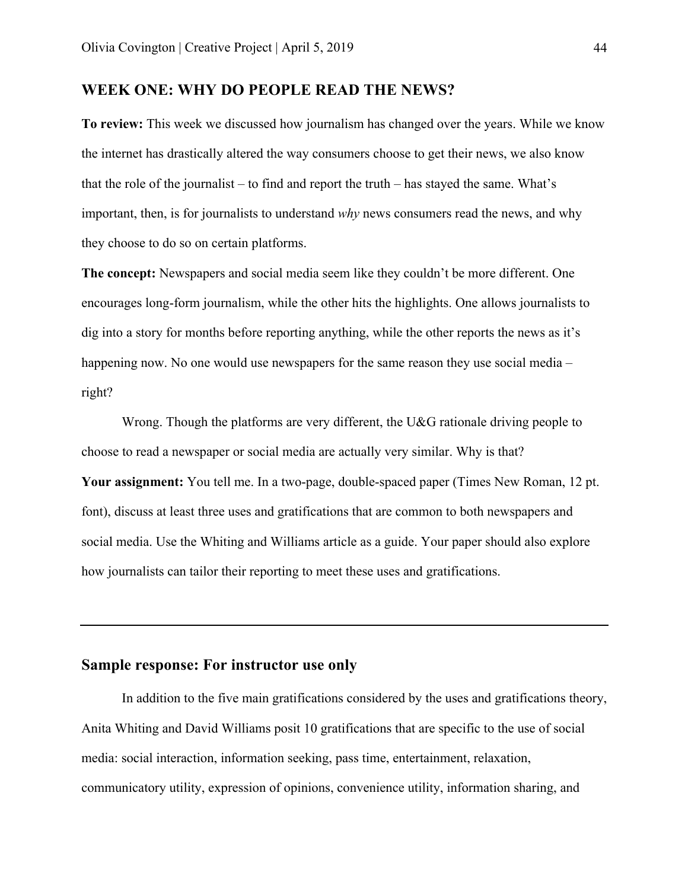## WEEK ONE: WHY DO PEOPLE READ THE NEWS?

**To review:** This week we discussed how journalism has changed over the years. While we know the internet has drastically altered the way consumers choose to get their news, we also know that the role of the journalist – to find and report the truth – has stayed the same. What's important, then, is for journalists to understand *why* news consumers read the news, and why they choose to do so on certain platforms.

**The concept:** Newspapers and social media seem like they couldn't be more different. One encourages long-form journalism, while the other hits the highlights. One allows journalists to dig into a story for months before reporting anything, while the other reports the news as it's happening now. No one would use newspapers for the same reason they use social media – right?

Wrong. Though the platforms are very different, the U&G rationale driving people to choose to read a newspaper or social media are actually very similar. Why is that?

**Your assignment:** You tell me. In a two-page, double-spaced paper (Times New Roman, 12 pt. font), discuss at least three uses and gratifications that are common to both newspapers and social media. Use the Whiting and Williams article as a guide. Your paper should also explore how journalists can tailor their reporting to meet these uses and gratifications.

---

## Sample response: For instructor use only

In addition to the five main gratifications considered by the uses and gratifications theory, Anita Whiting and David Williams posit 10 gratifications that are specific to the use of social media: social interaction, information seeking, pass time, entertainment, relaxation, communicatory utility, expression of opinions, convenience utility, information sharing, and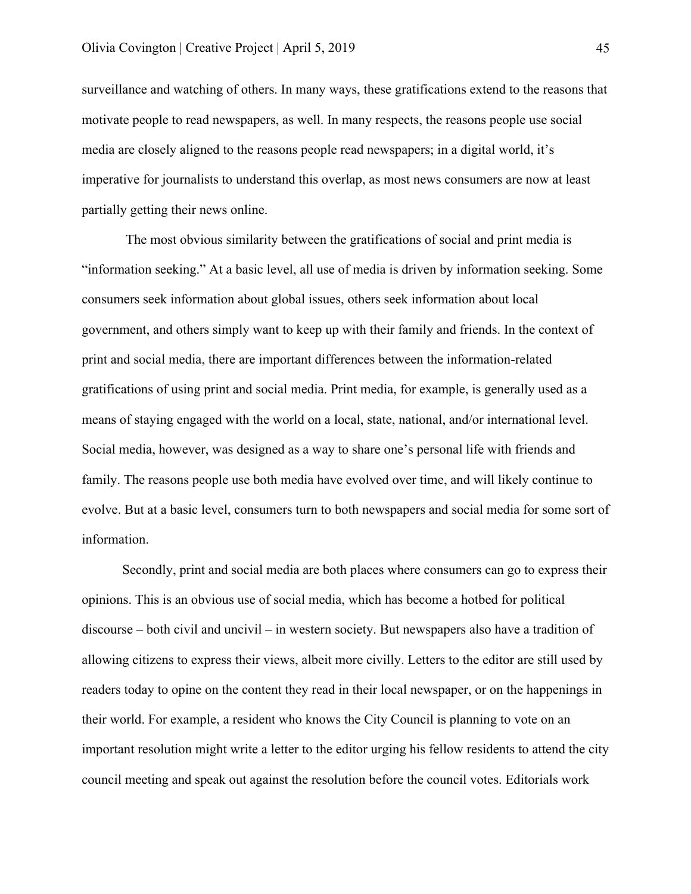surveillance and watching of others. In many ways, these gratifications extend to the reasons that motivate people to read newspapers, as well. In many respects, the reasons people use social media are closely aligned to the reasons people read newspapers; in a digital world, it's imperative for journalists to understand this overlap, as most news consumers are now at least partially getting their news online.

The most obvious similarity between the gratifications of social and print media is "information seeking." At a basic level, all use of media is driven by information seeking. Some consumers seek information about global issues, others seek information about local government, and others simply want to keep up with their family and friends. In the context of print and social media, there are important differences between the information-related gratifications of using print and social media. Print media, for example, is generally used as a means of staying engaged with the world on a local, state, national, and/or international level. Social media, however, was designed as a way to share one's personal life with friends and family. The reasons people use both media have evolved over time, and will likely continue to evolve. But at a basic level, consumers turn to both newspapers and social media for some sort of information.

Secondly, print and social media are both places where consumers can go to express their opinions. This is an obvious use of social media, which has become a hotbed for political discourse – both civil and uncivil – in western society. But newspapers also have a tradition of allowing citizens to express their views, albeit more civilly. Letters to the editor are still used by readers today to opine on the content they read in their local newspaper, or on the happenings in their world. For example, a resident who knows the City Council is planning to vote on an important resolution might write a letter to the editor urging his fellow residents to attend the city council meeting and speak out against the resolution before the council votes. Editorials work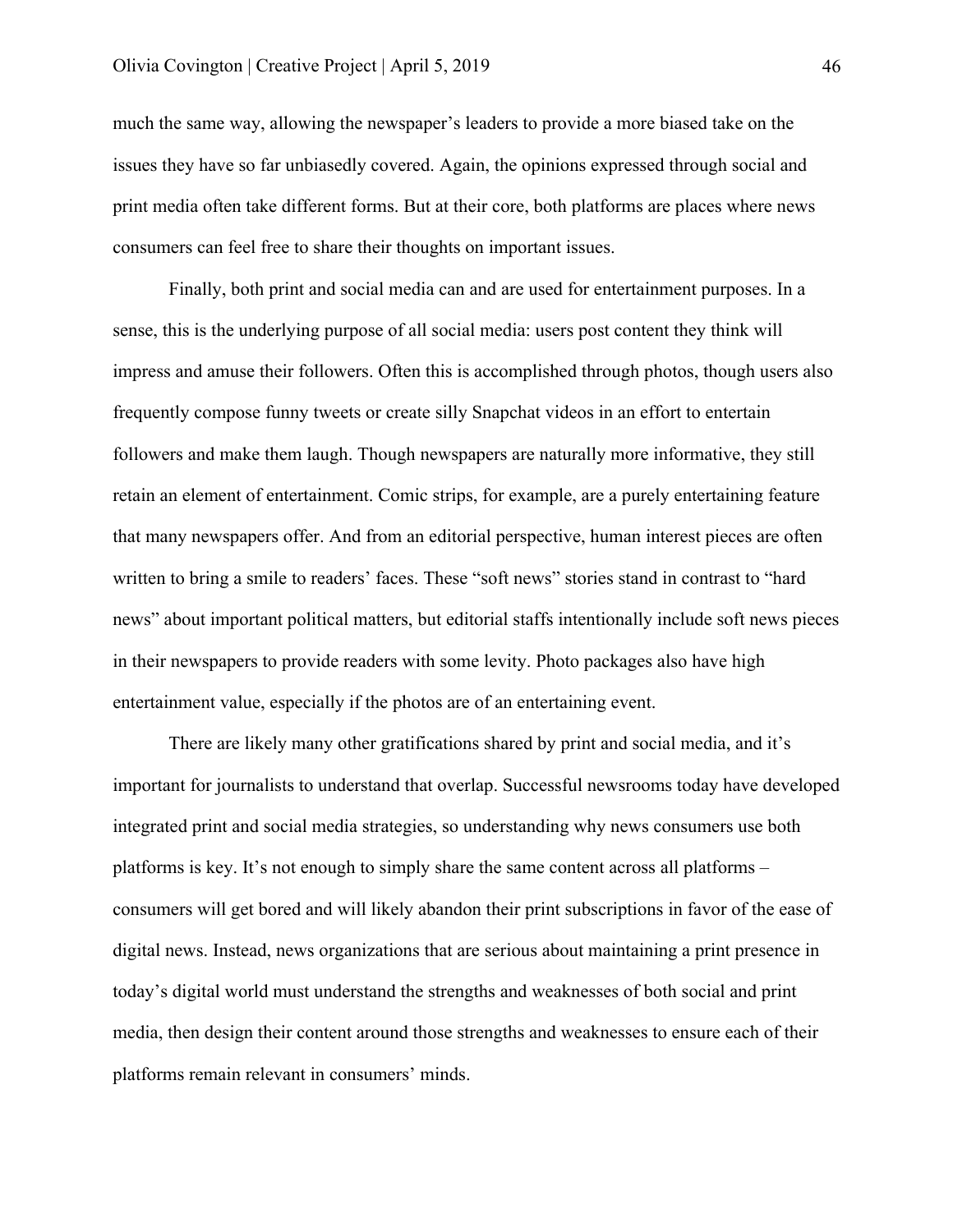much the same way, allowing the newspaper's leaders to provide a more biased take on the issues they have so far unbiasedly covered. Again, the opinions expressed through social and print media often take different forms. But at their core, both platforms are places where news consumers can feel free to share their thoughts on important issues.

Finally, both print and social media can and are used for entertainment purposes. In a sense, this is the underlying purpose of all social media: users post content they think will impress and amuse their followers. Often this is accomplished through photos, though users also frequently compose funny tweets or create silly Snapchat videos in an effort to entertain followers and make them laugh. Though newspapers are naturally more informative, they still retain an element of entertainment. Comic strips, for example, are a purely entertaining feature that many newspapers offer. And from an editorial perspective, human interest pieces are often written to bring a smile to readers' faces. These "soft news" stories stand in contrast to "hard news" about important political matters, but editorial staffs intentionally include soft news pieces in their newspapers to provide readers with some levity. Photo packages also have high entertainment value, especially if the photos are of an entertaining event.

There are likely many other gratifications shared by print and social media, and it's important for journalists to understand that overlap. Successful newsrooms today have developed integrated print and social media strategies, so understanding why news consumers use both platforms is key. It's not enough to simply share the same content across all platforms – consumers will get bored and will likely abandon their print subscriptions in favor of the ease of digital news. Instead, news organizations that are serious about maintaining a print presence in today's digital world must understand the strengths and weaknesses of both social and print media, then design their content around those strengths and weaknesses to ensure each of their platforms remain relevant in consumers' minds.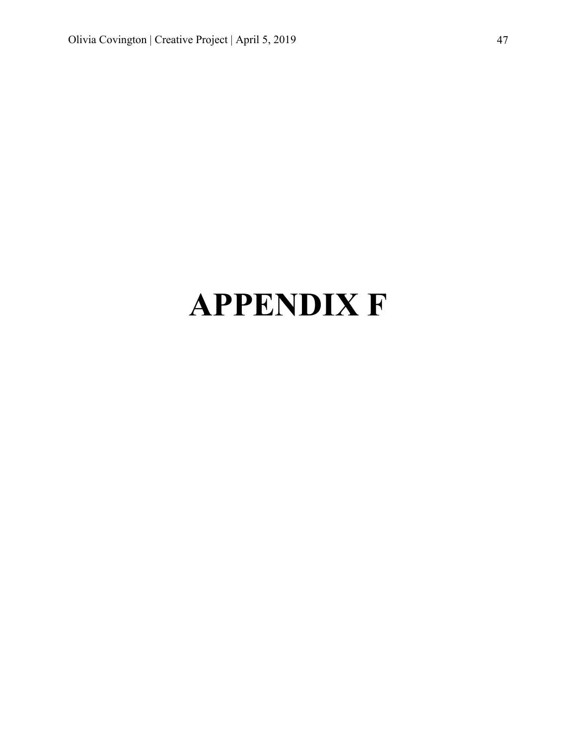# APPENDIX F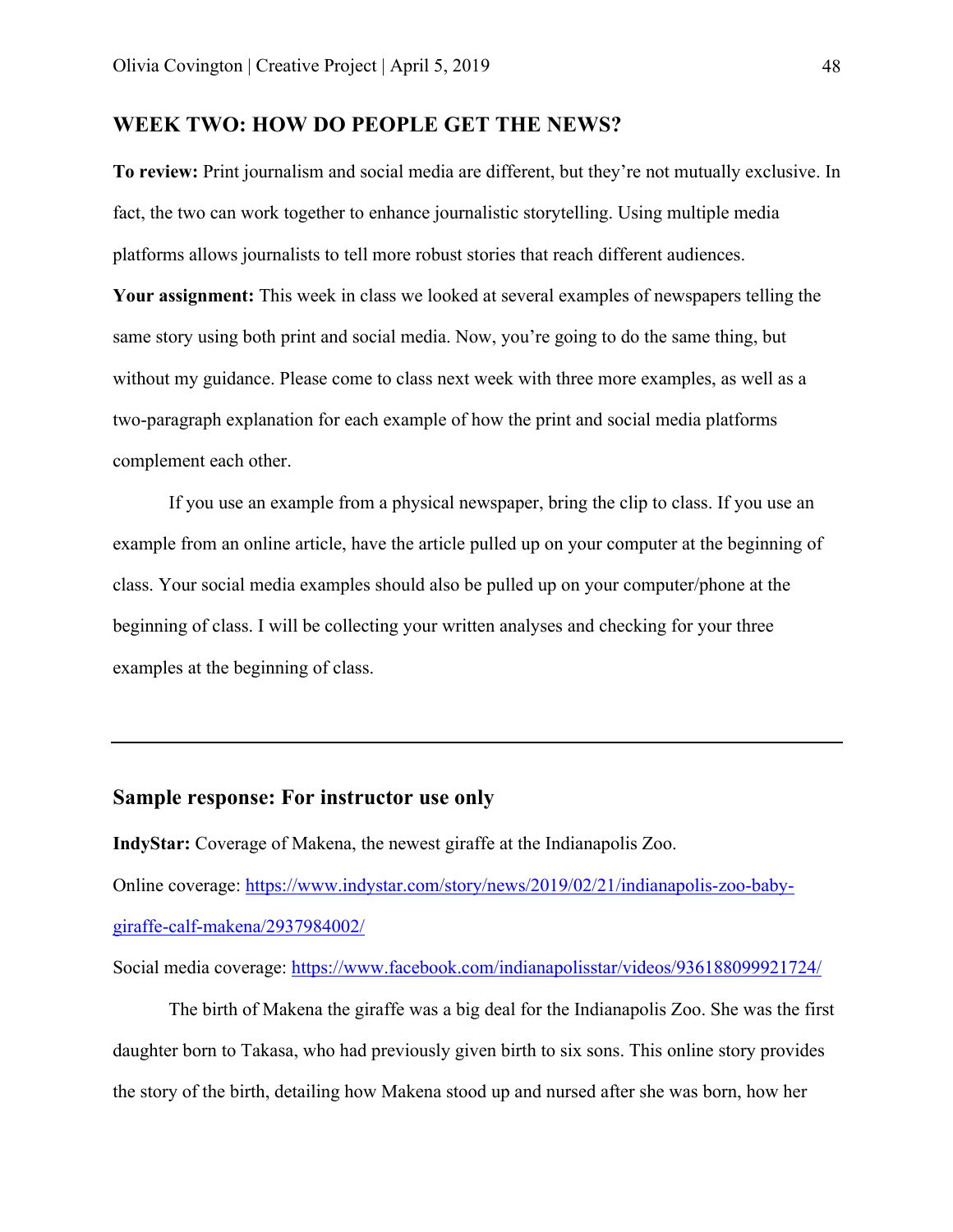## WEEK TWO: HOW DO PEOPLE GET THE NEWS?

**To review:** Print journalism and social media are different, but they're not mutually exclusive. In fact, the two can work together to enhance journalistic storytelling. Using multiple media platforms allows journalists to tell more robust stories that reach different audiences.

**Your assignment:** This week in class we looked at several examples of newspapers telling the same story using both print and social media. Now, you're going to do the same thing, but without my guidance. Please come to class next week with three more examples, as well as a two-paragraph explanation for each example of how the print and social media platforms complement each other.

If you use an example from a physical newspaper, bring the clip to class. If you use an example from an online article, have the article pulled up on your computer at the beginning of class. Your social media examples should also be pulled up on your computer/phone at the beginning of class. I will be collecting your written analyses and checking for your three examples at the beginning of class.

---

### Sample response: For instructor use only

**IndyStar:** Coverage of Makena, the newest giraffe at the Indianapolis Zoo.

Online coverage: https://www.indystar.com/story/news/2019/02/21/indianapolis-zoo-baby-giraffe-calf-makena/2937984002/

Social media coverage: https://www.facebook.com/indianapolisstar/videos/936188099921724/

The birth of Makena the giraffe was a big deal for the Indianapolis Zoo. She was the first daughter born to Takasa, who had previously given birth to six sons. This online story provides the story of the birth, detailing how Makena stood up and nursed after she was born, how her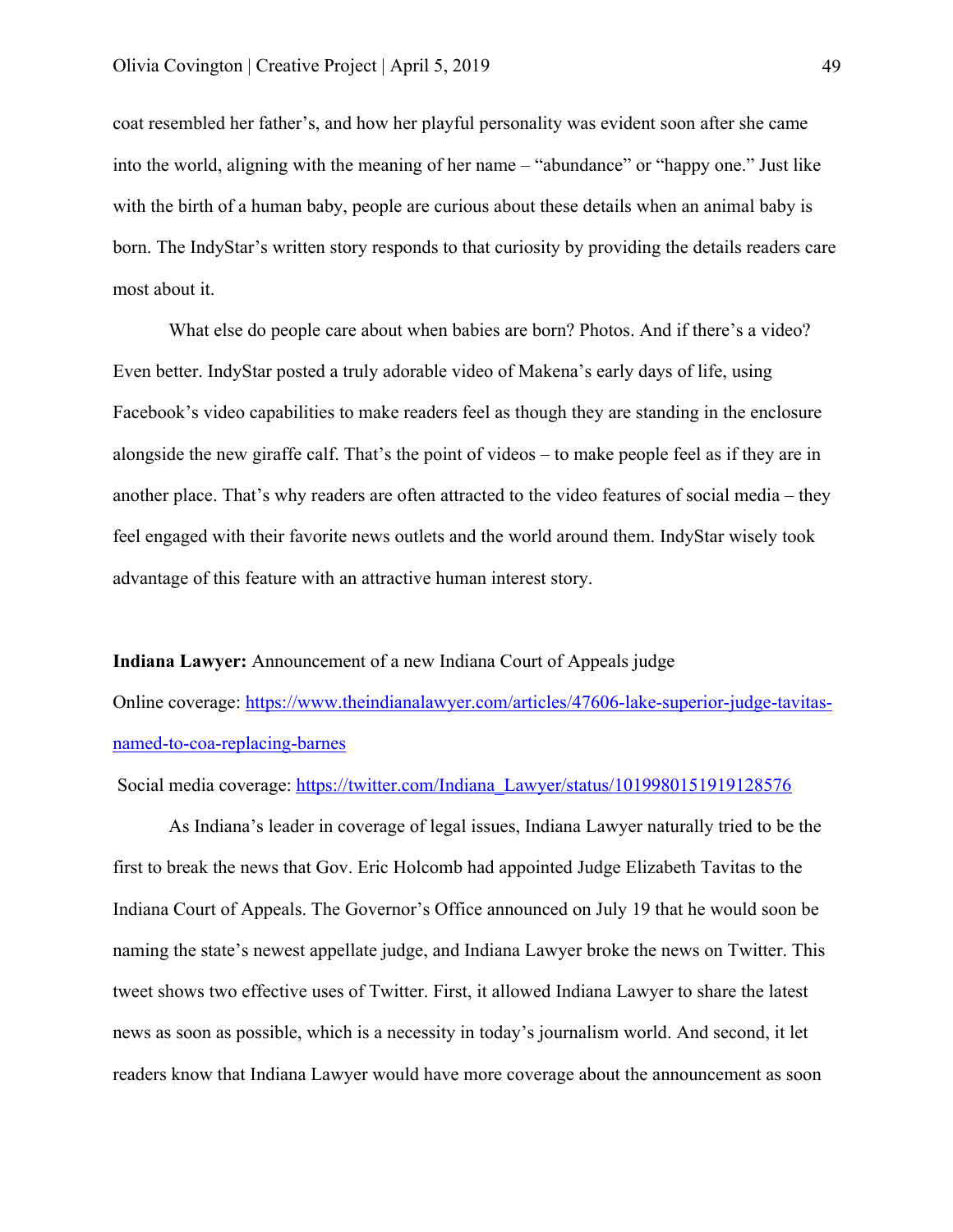coat resembled her father's, and how her playful personality was evident soon after she came into the world, aligning with the meaning of her name – "abundance" or "happy one." Just like with the birth of a human baby, people are curious about these details when an animal baby is born. The IndyStar's written story responds to that curiosity by providing the details readers care most about it.

What else do people care about when babies are born? Photos. And if there's a video? Even better. IndyStar posted a truly adorable video of Makena's early days of life, using Facebook's video capabilities to make readers feel as though they are standing in the enclosure alongside the new giraffe calf. That's the point of videos – to make people feel as if they are in another place. That's why readers are often attracted to the video features of social media – they feel engaged with their favorite news outlets and the world around them. IndyStar wisely took advantage of this feature with an attractive human interest story.

**Indiana Lawyer:** Announcement of a new Indiana Court of Appeals judge

Online coverage: https://www.theindianalawyer.com/articles/47606-lake-superior-judge-tavitas-named-to-coa-replacing-barnes

Social media coverage: https://twitter.com/Indiana_Lawyer/status/1019980151919128576

As Indiana's leader in coverage of legal issues, Indiana Lawyer naturally tried to be the first to break the news that Gov. Eric Holcomb had appointed Judge Elizabeth Tavitas to the Indiana Court of Appeals. The Governor's Office announced on July 19 that he would soon be naming the state's newest appellate judge, and Indiana Lawyer broke the news on Twitter. This tweet shows two effective uses of Twitter. First, it allowed Indiana Lawyer to share the latest news as soon as possible, which is a necessity in today's journalism world. And second, it let readers know that Indiana Lawyer would have more coverage about the announcement as soon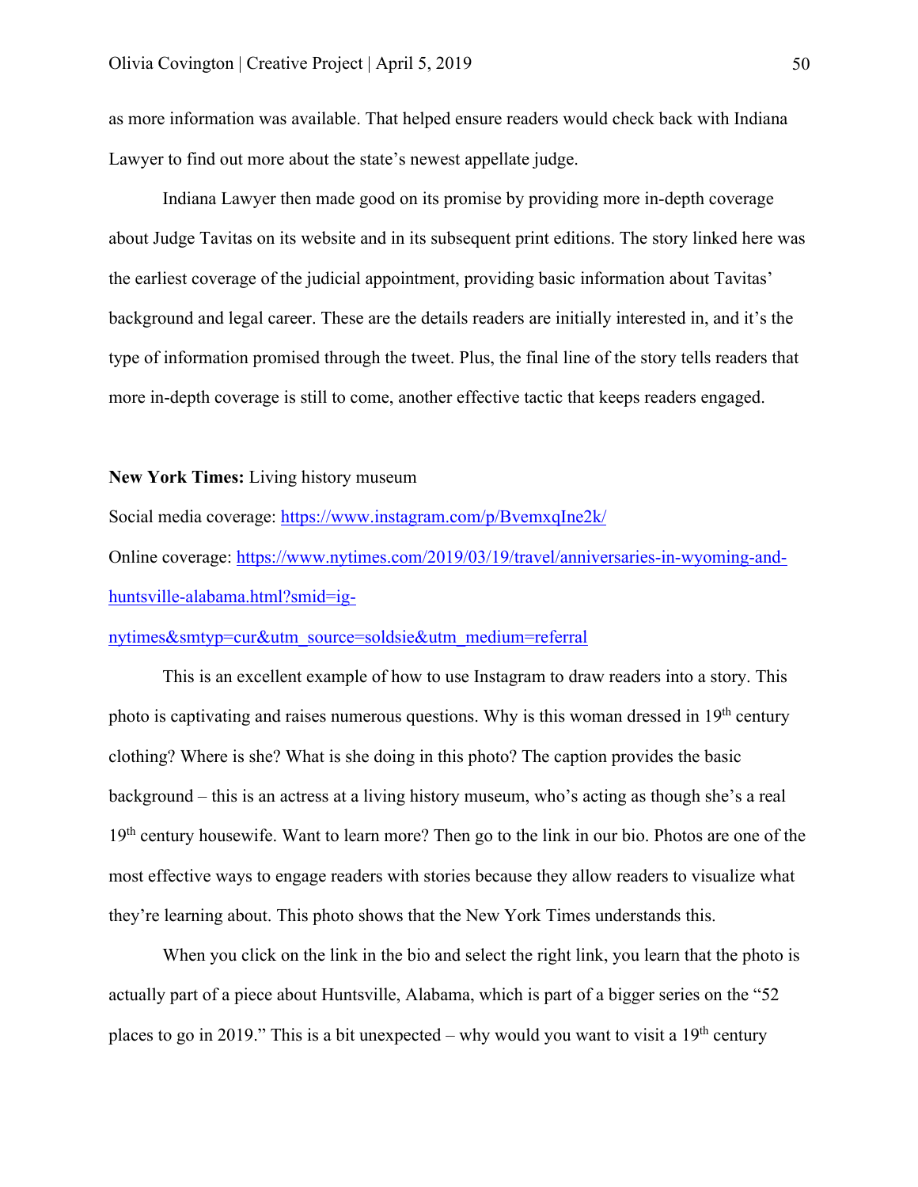as more information was available. That helped ensure readers would check back with Indiana Lawyer to find out more about the state's newest appellate judge.

Indiana Lawyer then made good on its promise by providing more in-depth coverage about Judge Tavitas on its website and in its subsequent print editions. The story linked here was the earliest coverage of the judicial appointment, providing basic information about Tavitas' background and legal career. These are the details readers are initially interested in, and it's the type of information promised through the tweet. Plus, the final line of the story tells readers that more in-depth coverage is still to come, another effective tactic that keeps readers engaged.

**New York Times:** Living history museum

Social media coverage: https://www.instagram.com/p/BvemxqIne2k/

Online coverage: https://www.nytimes.com/2019/03/19/travel/anniversaries-in-wyoming-and-huntsville-alabama.html?smid=ig-nytimes&smtyp=cur&utm_source=soldsie&utm_medium=referral

This is an excellent example of how to use Instagram to draw readers into a story. This photo is captivating and raises numerous questions. Why is this woman dressed in 19th century clothing? Where is she? What is she doing in this photo? The caption provides the basic background – this is an actress at a living history museum, who's acting as though she's a real 19th century housewife. Want to learn more? Then go to the link in our bio. Photos are one of the most effective ways to engage readers with stories because they allow readers to visualize what they're learning about. This photo shows that the New York Times understands this.

When you click on the link in the bio and select the right link, you learn that the photo is actually part of a piece about Huntsville, Alabama, which is part of a bigger series on the "52 places to go in 2019." This is a bit unexpected – why would you want to visit a 19th century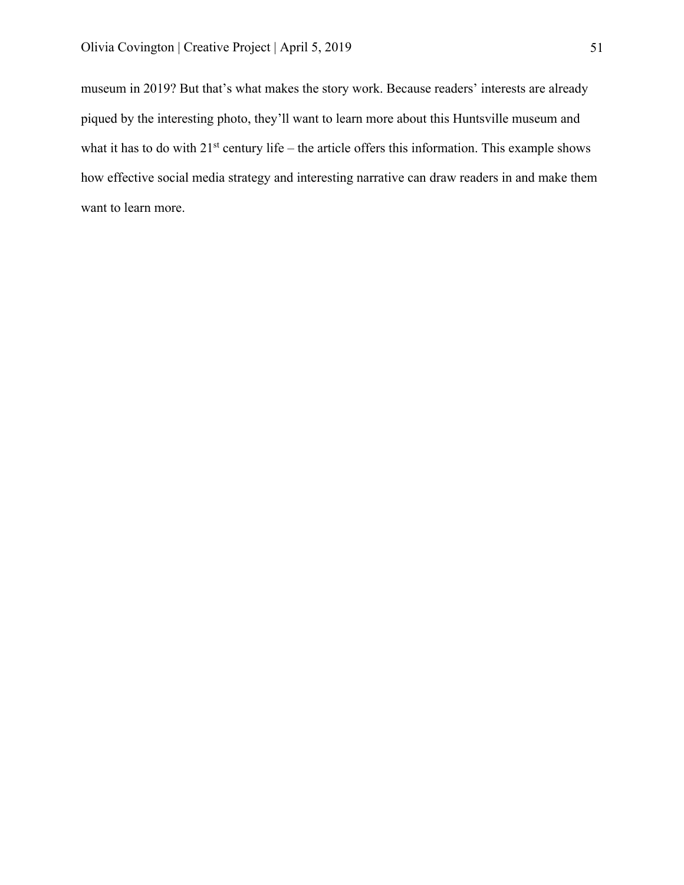museum in 2019? But that's what makes the story work. Because readers' interests are already piqued by the interesting photo, they'll want to learn more about this Huntsville museum and what it has to do with 21st century life – the article offers this information. This example shows how effective social media strategy and interesting narrative can draw readers in and make them want to learn more.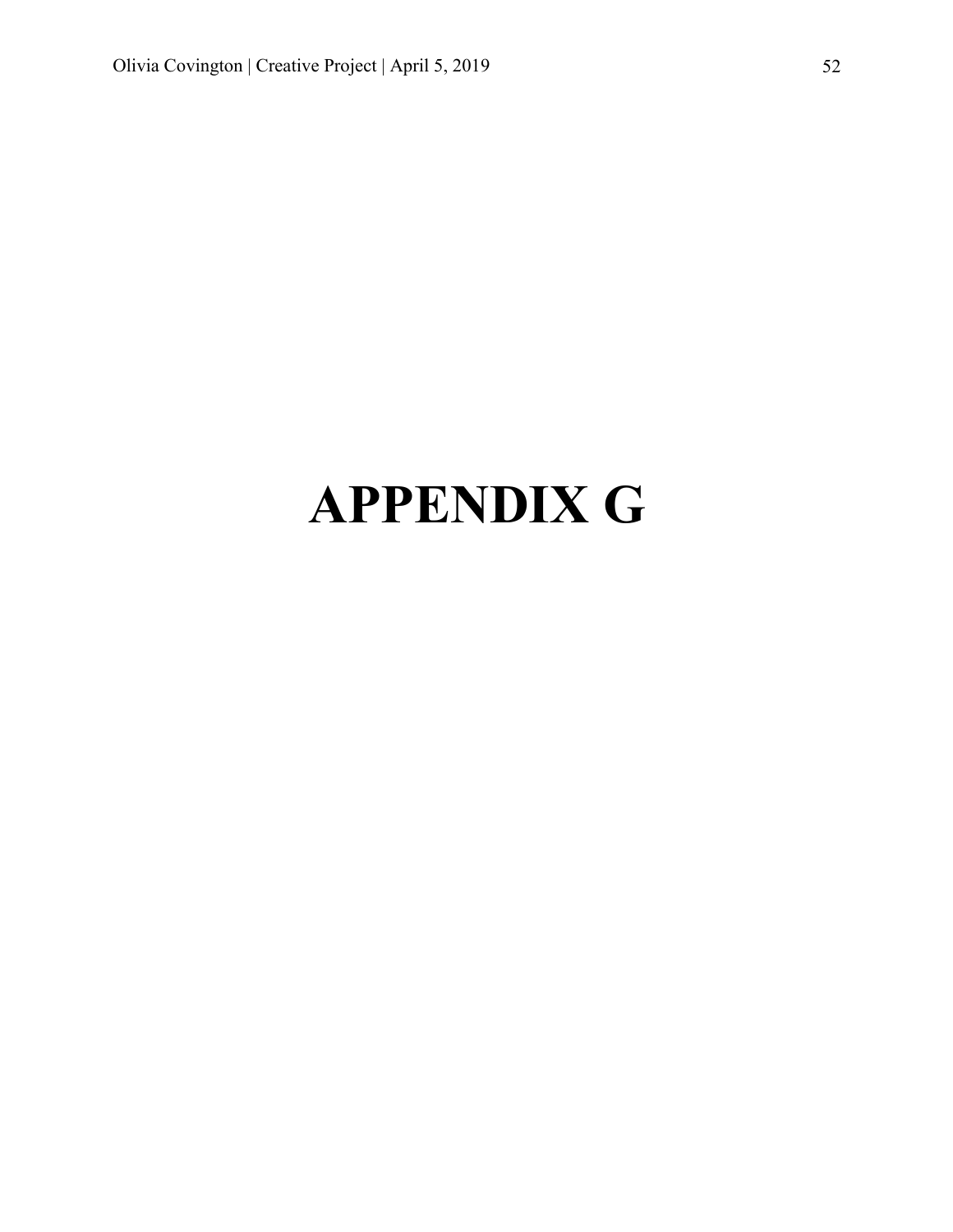# APPENDIX G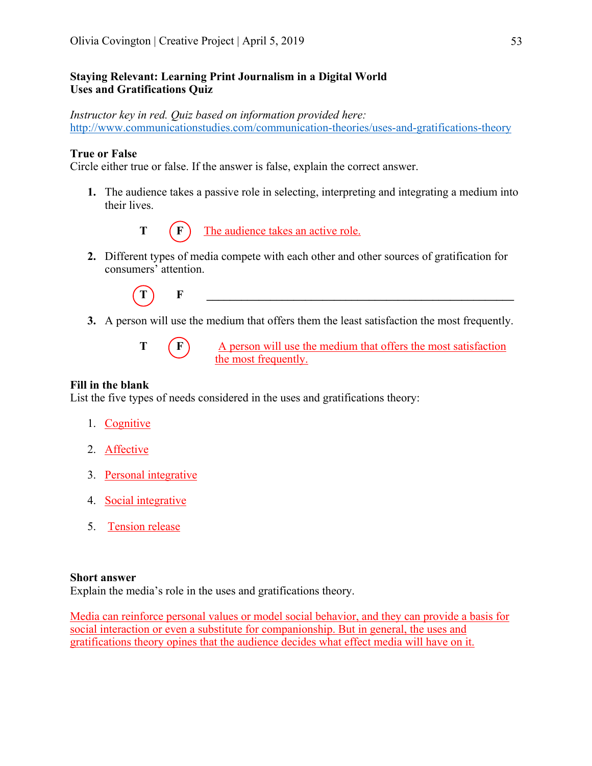**Staying Relevant: Learning Print Journalism in a Digital World**
**Uses and Gratifications Quiz**

*Instructor key in red. Quiz based on information provided here:*
http://www.communicationstudies.com/communication-theories/uses-and-gratifications-theory

**True or False**

Circle either true or false. If the answer is false, explain the correct answer.

1. The audience takes a passive role in selecting, interpreting and integrating a medium into their lives.

   T  (F)  The audience takes an active role.

2. Different types of media compete with each other and other sources of gratification for consumers' attention.

   (T)  F  ______________________________

3. A person will use the medium that offers them the least satisfaction the most frequently.

   T  (F)  A person will use the medium that offers the most satisfaction the most frequently.

**Fill in the blank**

List the five types of needs considered in the uses and gratifications theory:

1. Cognitive
2. Affective
3. Personal integrative
4. Social integrative
5. Tension release

**Short answer**

Explain the media's role in the uses and gratifications theory.

Media can reinforce personal values or model social behavior, and they can provide a basis for social interaction or even a substitute for companionship. But in general, the uses and gratifications theory opines that the audience decides what effect media will have on it.